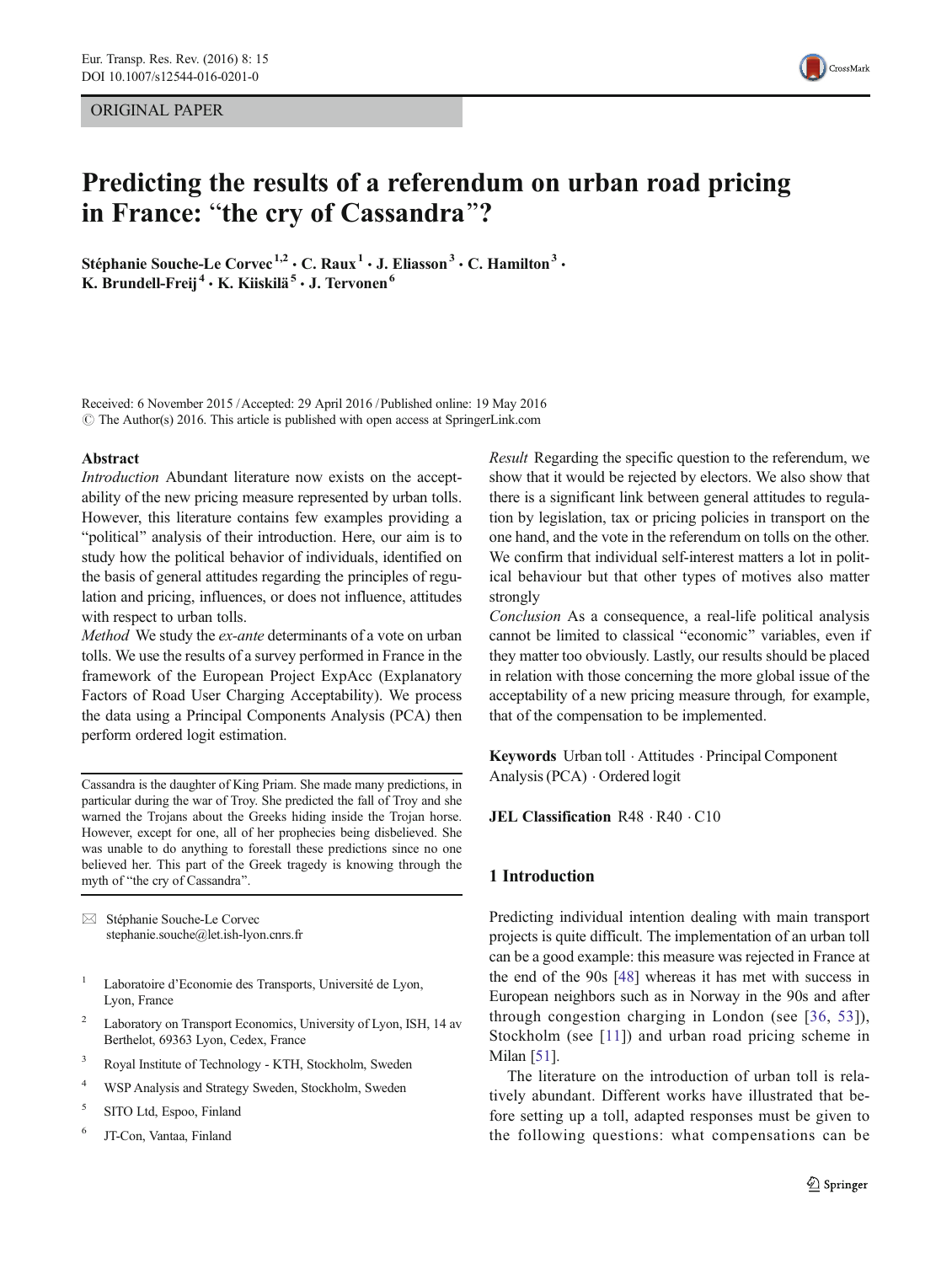ORIGINAL PAPER

# Predicting the results of a referendum on urban road pricing in France: "the cry of Cassandra"?

**Stéphanie Souche-Le Corvec[1,2] · C. Raux[1] · J. Eliasson[3] · C. Hamilton[3] · K. Brundell-Freij[4] · K. Kiiskilä[5] · J. Tervonen[6]**

Received: 6 November 2015 / Accepted: 29 April 2016 / Published online: 19 May 2016
© The Author(s) 2016. This article is published with open access at SpringerLink.com

## Abstract

*Introduction* Abundant literature now exists on the acceptability of the new pricing measure represented by urban tolls. However, this literature contains few examples providing a "political" analysis of their introduction. Here, our aim is to study how the political behavior of individuals, identified on the basis of general attitudes regarding the principles of regulation and pricing, influences, or does not influence, attitudes with respect to urban tolls.

*Method* We study the *ex-ante* determinants of a vote on urban tolls. We use the results of a survey performed in France in the framework of the European Project ExpAcc (Explanatory Factors of Road User Charging Acceptability). We process the data using a Principal Components Analysis (PCA) then perform ordered logit estimation.

*Result* Regarding the specific question to the referendum, we show that it would be rejected by electors. We also show that there is a significant link between general attitudes to regulation by legislation, tax or pricing policies in transport on the one hand, and the vote in the referendum on tolls on the other. We confirm that individual self-interest matters a lot in political behaviour but that other types of motives also matter strongly

*Conclusion* As a consequence, a real-life political analysis cannot be limited to classical "economic" variables, even if they matter too obviously. Lastly, our results should be placed in relation with those concerning the more global issue of the acceptability of a new pricing measure through, for example, that of the compensation to be implemented.

**Keywords** Urban toll · Attitudes · Principal Component Analysis (PCA) · Ordered logit

**JEL Classification** R48 · R40 · C10

Cassandra is the daughter of King Priam. She made many predictions, in particular during the war of Troy. She predicted the fall of Troy and she warned the Trojans about the Greeks hiding inside the Trojan horse. However, except for one, all of her prophecies being disbelieved. She was unable to do anything to forestall these predictions since no one believed her. This part of the Greek tragedy is knowing through the myth of "the cry of Cassandra".

✉ Stéphanie Souche-Le Corvec
stephanie.souche@let.ish-lyon.cnrs.fr

1 Laboratoire d'Economie des Transports, Université de Lyon, Lyon, France

2 Laboratory on Transport Economics, University of Lyon, ISH, 14 av Berthelot, 69363 Lyon, Cedex, France

3 Royal Institute of Technology - KTH, Stockholm, Sweden

4 WSP Analysis and Strategy Sweden, Stockholm, Sweden

5 SITO Ltd, Espoo, Finland

6 JT-Con, Vantaa, Finland

## 1 Introduction

Predicting individual intention dealing with main transport projects is quite difficult. The implementation of an urban toll can be a good example: this measure was rejected in France at the end of the 90s [48] whereas it has met with success in European neighbors such as in Norway in the 90s and after through congestion charging in London (see [36, 53]), Stockholm (see [11]) and urban road pricing scheme in Milan [51].

The literature on the introduction of urban toll is relatively abundant. Different works have illustrated that before setting up a toll, adapted responses must be given to the following questions: what compensations can be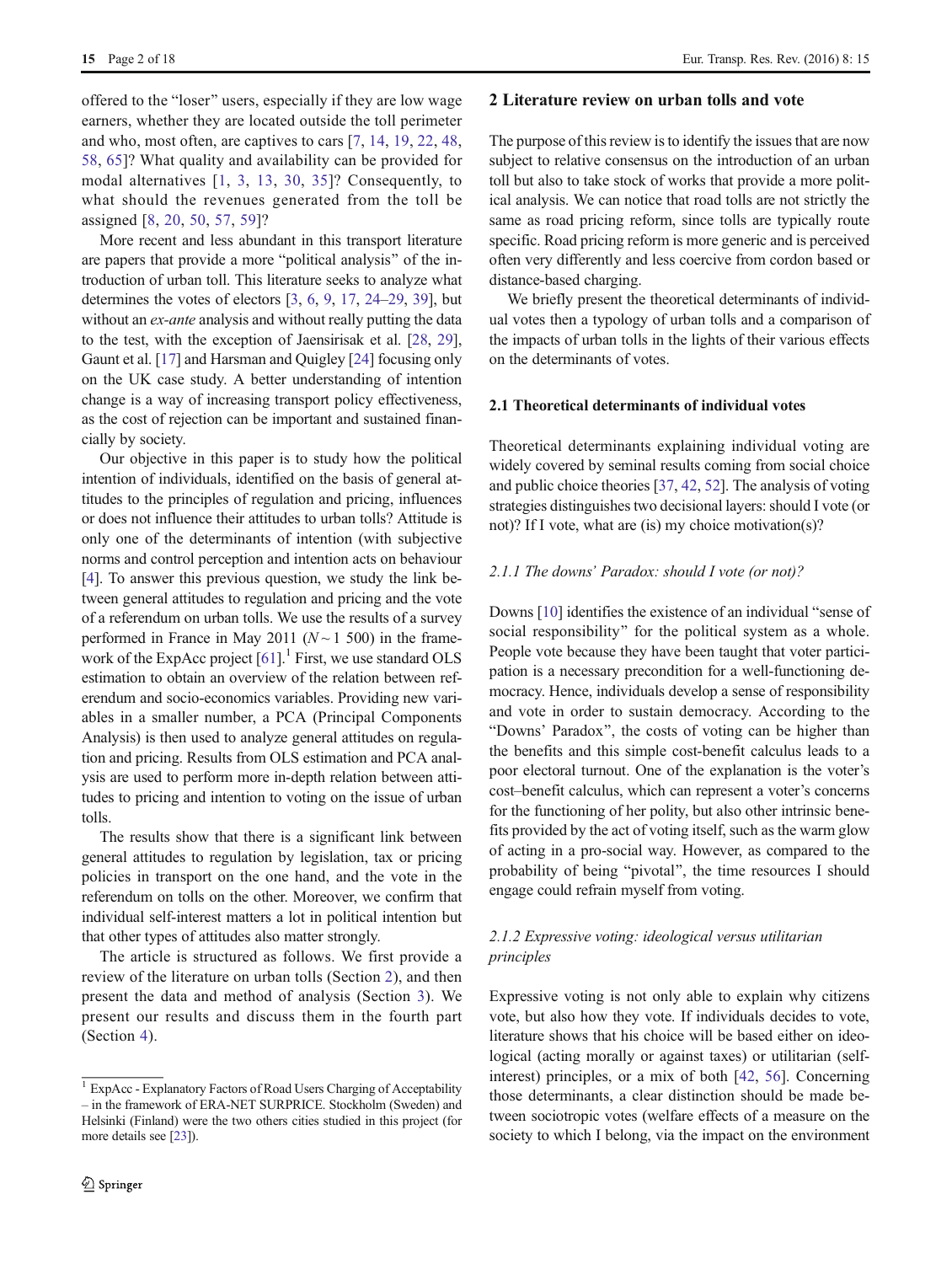offered to the "loser" users, especially if they are low wage earners, whether they are located outside the toll perimeter and who, most often, are captives to cars [7, 14, 19, 22, 48, 58, 65]? What quality and availability can be provided for modal alternatives [1, 3, 13, 30, 35]? Consequently, to what should the revenues generated from the toll be assigned [8, 20, 50, 57, 59]?

More recent and less abundant in this transport literature are papers that provide a more "political analysis" of the introduction of urban toll. This literature seeks to analyze what determines the votes of electors [3, 6, 9, 17, 24–29, 39], but without an *ex-ante* analysis and without really putting the data to the test, with the exception of Jaensirisak et al. [28, 29], Gaunt et al. [17] and Harsman and Quigley [24] focusing only on the UK case study. A better understanding of intention change is a way of increasing transport policy effectiveness, as the cost of rejection can be important and sustained financially by society.

Our objective in this paper is to study how the political intention of individuals, identified on the basis of general attitudes to the principles of regulation and pricing, influences or does not influence their attitudes to urban tolls? Attitude is only one of the determinants of intention (with subjective norms and control perception and intention acts on behaviour [4]. To answer this previous question, we study the link between general attitudes to regulation and pricing and the vote of a referendum on urban tolls. We use the results of a survey performed in France in May 2011 ($N \sim 1$ 500) in the framework of the ExpAcc project [61].[1] First, we use standard OLS estimation to obtain an overview of the relation between referendum and socio-economics variables. Providing new variables in a smaller number, a PCA (Principal Components Analysis) is then used to analyze general attitudes on regulation and pricing. Results from OLS estimation and PCA analysis are used to perform more in-depth relation between attitudes to pricing and intention to voting on the issue of urban tolls.

The results show that there is a significant link between general attitudes to regulation by legislation, tax or pricing policies in transport on the one hand, and the vote in the referendum on tolls on the other. Moreover, we confirm that individual self-interest matters a lot in political intention but that other types of attitudes also matter strongly.

The article is structured as follows. We first provide a review of the literature on urban tolls (Section 2), and then present the data and method of analysis (Section 3). We present our results and discuss them in the fourth part (Section 4).

[1] ExpAcc - Explanatory Factors of Road Users Charging of Acceptability – in the framework of ERA-NET SURPRICE. Stockholm (Sweden) and Helsinki (Finland) were the two others cities studied in this project (for more details see [23]).

## 2 Literature review on urban tolls and vote

The purpose of this review is to identify the issues that are now subject to relative consensus on the introduction of an urban toll but also to take stock of works that provide a more political analysis. We can notice that road tolls are not strictly the same as road pricing reform, since tolls are typically route specific. Road pricing reform is more generic and is perceived often very differently and less coercive from cordon based or distance-based charging.

We briefly present the theoretical determinants of individual votes then a typology of urban tolls and a comparison of the impacts of urban tolls in the lights of their various effects on the determinants of votes.

### 2.1 Theoretical determinants of individual votes

Theoretical determinants explaining individual voting are widely covered by seminal results coming from social choice and public choice theories [37, 42, 52]. The analysis of voting strategies distinguishes two decisional layers: should I vote (or not)? If I vote, what are (is) my choice motivation(s)?

#### *2.1.1 The downs' Paradox: should I vote (or not)?*

Downs [10] identifies the existence of an individual "sense of social responsibility" for the political system as a whole. People vote because they have been taught that voter participation is a necessary precondition for a well-functioning democracy. Hence, individuals develop a sense of responsibility and vote in order to sustain democracy. According to the "Downs' Paradox", the costs of voting can be higher than the benefits and this simple cost-benefit calculus leads to a poor electoral turnout. One of the explanation is the voter's cost–benefit calculus, which can represent a voter's concerns for the functioning of her polity, but also other intrinsic benefits provided by the act of voting itself, such as the warm glow of acting in a pro-social way. However, as compared to the probability of being "pivotal", the time resources I should engage could refrain myself from voting.

#### *2.1.2 Expressive voting: ideological versus utilitarian principles*

Expressive voting is not only able to explain why citizens vote, but also how they vote. If individuals decides to vote, literature shows that his choice will be based either on ideological (acting morally or against taxes) or utilitarian (self-interest) principles, or a mix of both [42, 56]. Concerning those determinants, a clear distinction should be made between sociotropic votes (welfare effects of a measure on the society to which I belong, via the impact on the environment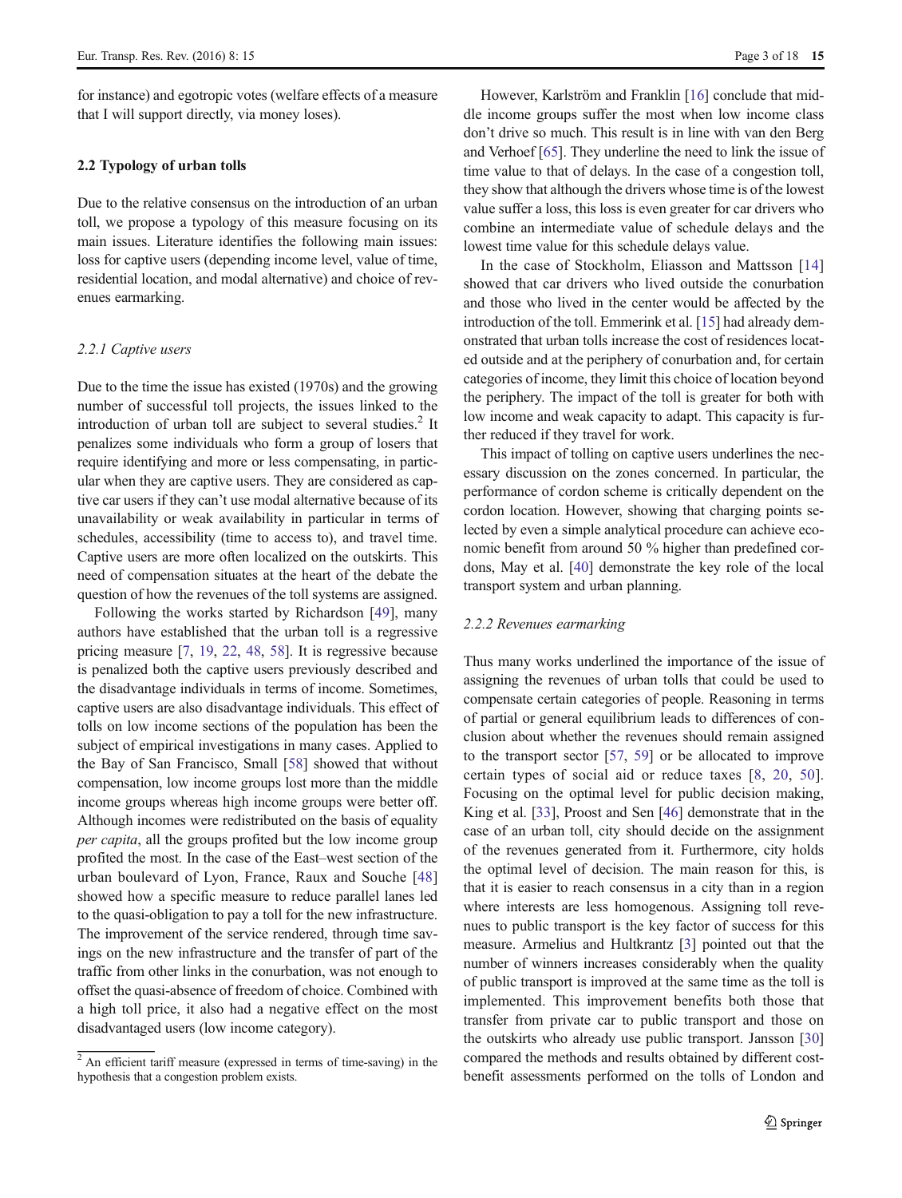for instance) and egotropic votes (welfare effects of a measure that I will support directly, via money loses).

### 2.2 Typology of urban tolls

Due to the relative consensus on the introduction of an urban toll, we propose a typology of this measure focusing on its main issues. Literature identifies the following main issues: loss for captive users (depending income level, value of time, residential location, and modal alternative) and choice of revenues earmarking.

#### *2.2.1 Captive users*

Due to the time the issue has existed (1970s) and the growing number of successful toll projects, the issues linked to the introduction of urban toll are subject to several studies.[2] It penalizes some individuals who form a group of losers that require identifying and more or less compensating, in particular when they are captive users. They are considered as captive car users if they can't use modal alternative because of its unavailability or weak availability in particular in terms of schedules, accessibility (time to access to), and travel time. Captive users are more often localized on the outskirts. This need of compensation situates at the heart of the debate the question of how the revenues of the toll systems are assigned.

Following the works started by Richardson [49], many authors have established that the urban toll is a regressive pricing measure [7, 19, 22, 48, 58]. It is regressive because is penalized both the captive users previously described and the disadvantage individuals in terms of income. Sometimes, captive users are also disadvantage individuals. This effect of tolls on low income sections of the population has been the subject of empirical investigations in many cases. Applied to the Bay of San Francisco, Small [58] showed that without compensation, low income groups lost more than the middle income groups whereas high income groups were better off. Although incomes were redistributed on the basis of equality *per capita*, all the groups profited but the low income group profited the most. In the case of the East–west section of the urban boulevard of Lyon, France, Raux and Souche [48] showed how a specific measure to reduce parallel lanes led to the quasi-obligation to pay a toll for the new infrastructure. The improvement of the service rendered, through time savings on the new infrastructure and the transfer of part of the traffic from other links in the conurbation, was not enough to offset the quasi-absence of freedom of choice. Combined with a high toll price, it also had a negative effect on the most disadvantaged users (low income category).

However, Karlström and Franklin [16] conclude that middle income groups suffer the most when low income class don't drive so much. This result is in line with van den Berg and Verhoef [65]. They underline the need to link the issue of time value to that of delays. In the case of a congestion toll, they show that although the drivers whose time is of the lowest value suffer a loss, this loss is even greater for car drivers who combine an intermediate value of schedule delays and the lowest time value for this schedule delays value.

In the case of Stockholm, Eliasson and Mattsson [14] showed that car drivers who lived outside the conurbation and those who lived in the center would be affected by the introduction of the toll. Emmerink et al. [15] had already demonstrated that urban tolls increase the cost of residences located outside and at the periphery of conurbation and, for certain categories of income, they limit this choice of location beyond the periphery. The impact of the toll is greater for both with low income and weak capacity to adapt. This capacity is further reduced if they travel for work.

This impact of tolling on captive users underlines the necessary discussion on the zones concerned. In particular, the performance of cordon scheme is critically dependent on the cordon location. However, showing that charging points selected by even a simple analytical procedure can achieve economic benefit from around 50 % higher than predefined cordons, May et al. [40] demonstrate the key role of the local transport system and urban planning.

#### *2.2.2 Revenues earmarking*

Thus many works underlined the importance of the issue of assigning the revenues of urban tolls that could be used to compensate certain categories of people. Reasoning in terms of partial or general equilibrium leads to differences of conclusion about whether the revenues should remain assigned to the transport sector [57, 59] or be allocated to improve certain types of social aid or reduce taxes [8, 20, 50]. Focusing on the optimal level for public decision making, King et al. [33], Proost and Sen [46] demonstrate that in the case of an urban toll, city should decide on the assignment of the revenues generated from it. Furthermore, city holds the optimal level of decision. The main reason for this, is that it is easier to reach consensus in a city than in a region where interests are less homogenous. Assigning toll revenues to public transport is the key factor of success for this measure. Armelius and Hultkrantz [3] pointed out that the number of winners increases considerably when the quality of public transport is improved at the same time as the toll is implemented. This improvement benefits both those that transfer from private car to public transport and those on the outskirts who already use public transport. Jansson [30] compared the methods and results obtained by different cost-benefit assessments performed on the tolls of London and

[2] An efficient tariff measure (expressed in terms of time-saving) in the hypothesis that a congestion problem exists.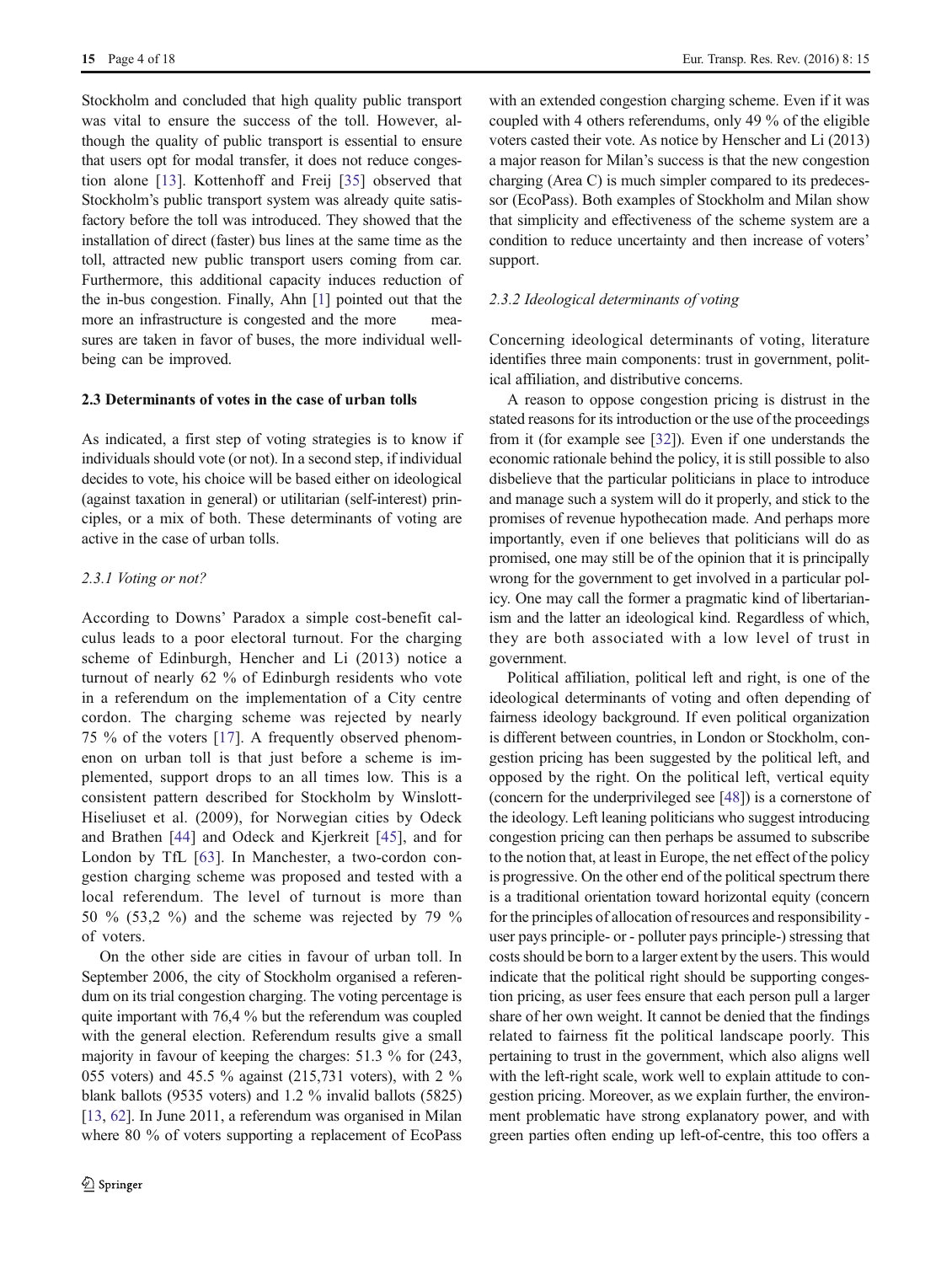Stockholm and concluded that high quality public transport was vital to ensure the success of the toll. However, although the quality of public transport is essential to ensure that users opt for modal transfer, it does not reduce congestion alone [13]. Kottenhoff and Freij [35] observed that Stockholm's public transport system was already quite satisfactory before the toll was introduced. They showed that the installation of direct (faster) bus lines at the same time as the toll, attracted new public transport users coming from car. Furthermore, this additional capacity induces reduction of the in-bus congestion. Finally, Ahn [1] pointed out that the more an infrastructure is congested and the more measures are taken in favor of buses, the more individual well-being can be improved.

### 2.3 Determinants of votes in the case of urban tolls

As indicated, a first step of voting strategies is to know if individuals should vote (or not). In a second step, if individual decides to vote, his choice will be based either on ideological (against taxation in general) or utilitarian (self-interest) principles, or a mix of both. These determinants of voting are active in the case of urban tolls.

#### *2.3.1 Voting or not?*

According to Downs' Paradox a simple cost-benefit calculus leads to a poor electoral turnout. For the charging scheme of Edinburgh, Hencher and Li (2013) notice a turnout of nearly 62 % of Edinburgh residents who vote in a referendum on the implementation of a City centre cordon. The charging scheme was rejected by nearly 75 % of the voters [17]. A frequently observed phenomenon on urban toll is that just before a scheme is implemented, support drops to an all times low. This is a consistent pattern described for Stockholm by Winslott-Hiseliuset et al. (2009), for Norwegian cities by Odeck and Brathen [44] and Odeck and Kjerkreit [45], and for London by TfL [63]. In Manchester, a two-cordon congestion charging scheme was proposed and tested with a local referendum. The level of turnout is more than 50 % (53,2 %) and the scheme was rejected by 79 % of voters.

On the other side are cities in favour of urban toll. In September 2006, the city of Stockholm organised a referendum on its trial congestion charging. The voting percentage is quite important with 76,4 % but the referendum was coupled with the general election. Referendum results give a small majority in favour of keeping the charges: 51.3 % for (243, 055 voters) and 45.5 % against (215,731 voters), with 2 % blank ballots (9535 voters) and 1.2 % invalid ballots (5825) [13, 62]. In June 2011, a referendum was organised in Milan where 80 % of voters supporting a replacement of EcoPass with an extended congestion charging scheme. Even if it was coupled with 4 others referendums, only 49 % of the eligible voters casted their vote. As notice by Henscher and Li (2013) a major reason for Milan's success is that the new congestion charging (Area C) is much simpler compared to its predecessor (EcoPass). Both examples of Stockholm and Milan show that simplicity and effectiveness of the scheme system are a condition to reduce uncertainty and then increase of voters' support.

#### *2.3.2 Ideological determinants of voting*

Concerning ideological determinants of voting, literature identifies three main components: trust in government, political affiliation, and distributive concerns.

A reason to oppose congestion pricing is distrust in the stated reasons for its introduction or the use of the proceedings from it (for example see [32]). Even if one understands the economic rationale behind the policy, it is still possible to also disbelieve that the particular politicians in place to introduce and manage such a system will do it properly, and stick to the promises of revenue hypothecation made. And perhaps more importantly, even if one believes that politicians will do as promised, one may still be of the opinion that it is principally wrong for the government to get involved in a particular policy. One may call the former a pragmatic kind of libertarianism and the latter an ideological kind. Regardless of which, they are both associated with a low level of trust in government.

Political affiliation, political left and right, is one of the ideological determinants of voting and often depending of fairness ideology background. If even political organization is different between countries, in London or Stockholm, congestion pricing has been suggested by the political left, and opposed by the right. On the political left, vertical equity (concern for the underprivileged see [48]) is a cornerstone of the ideology. Left leaning politicians who suggest introducing congestion pricing can then perhaps be assumed to subscribe to the notion that, at least in Europe, the net effect of the policy is progressive. On the other end of the political spectrum there is a traditional orientation toward horizontal equity (concern for the principles of allocation of resources and responsibility - user pays principle- or - polluter pays principle-) stressing that costs should be born to a larger extent by the users. This would indicate that the political right should be supporting congestion pricing, as user fees ensure that each person pull a larger share of her own weight. It cannot be denied that the findings related to fairness fit the political landscape poorly. This pertaining to trust in the government, which also aligns well with the left-right scale, work well to explain attitude to congestion pricing. Moreover, as we explain further, the environment problematic have strong explanatory power, and with green parties often ending up left-of-centre, this too offers a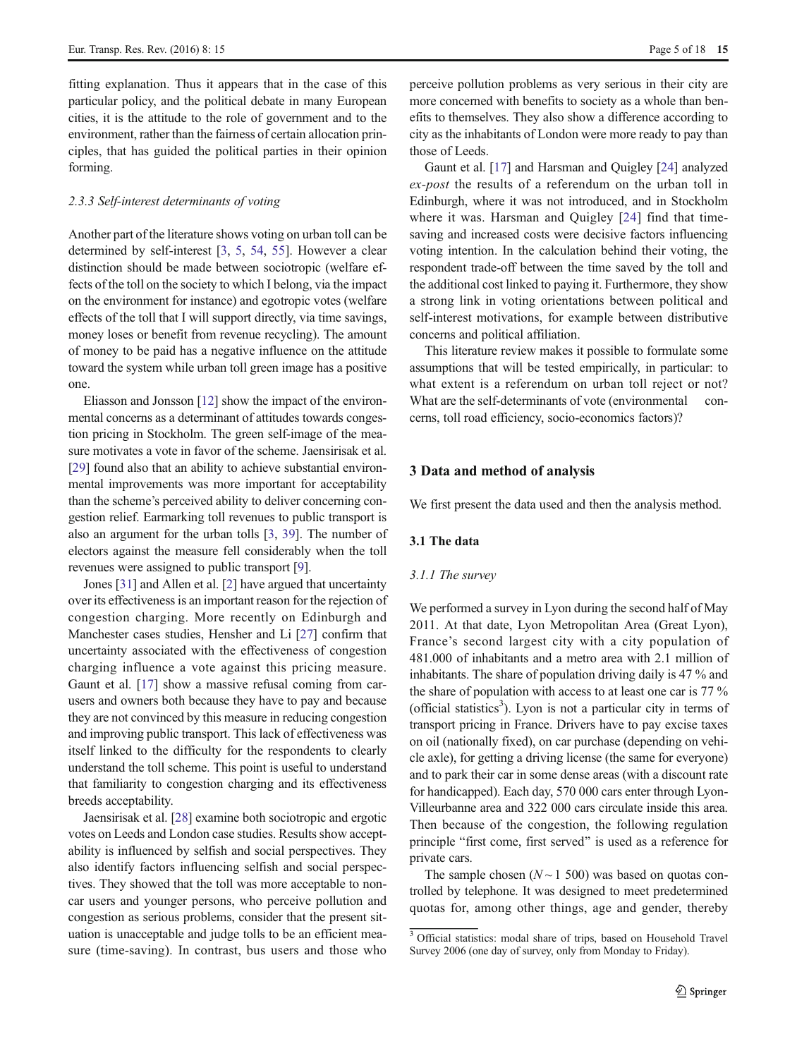fitting explanation. Thus it appears that in the case of this particular policy, and the political debate in many European cities, it is the attitude to the role of government and to the environment, rather than the fairness of certain allocation principles, that has guided the political parties in their opinion forming.

#### 2.3.3 Self-interest determinants of voting

Another part of the literature shows voting on urban toll can be determined by self-interest [3, 5, 54, 55]. However a clear distinction should be made between sociotropic (welfare effects of the toll on the society to which I belong, via the impact on the environment for instance) and egotropic votes (welfare effects of the toll that I will support directly, via time savings, money loses or benefit from revenue recycling). The amount of money to be paid has a negative influence on the attitude toward the system while urban toll green image has a positive one.

Eliasson and Jonsson [12] show the impact of the environmental concerns as a determinant of attitudes towards congestion pricing in Stockholm. The green self-image of the measure motivates a vote in favor of the scheme. Jaensirisak et al. [29] found also that an ability to achieve substantial environmental improvements was more important for acceptability than the scheme's perceived ability to deliver concerning congestion relief. Earmarking toll revenues to public transport is also an argument for the urban tolls [3, 39]. The number of electors against the measure fell considerably when the toll revenues were assigned to public transport [9].

Jones [31] and Allen et al. [2] have argued that uncertainty over its effectiveness is an important reason for the rejection of congestion charging. More recently on Edinburgh and Manchester cases studies, Hensher and Li [27] confirm that uncertainty associated with the effectiveness of congestion charging influence a vote against this pricing measure. Gaunt et al. [17] show a massive refusal coming from car-users and owners both because they have to pay and because they are not convinced by this measure in reducing congestion and improving public transport. This lack of effectiveness was itself linked to the difficulty for the respondents to clearly understand the toll scheme. This point is useful to understand that familiarity to congestion charging and its effectiveness breeds acceptability.

Jaensirisak et al. [28] examine both sociotropic and ergotic votes on Leeds and London case studies. Results show acceptability is influenced by selfish and social perspectives. They also identify factors influencing selfish and social perspectives. They showed that the toll was more acceptable to non-car users and younger persons, who perceive pollution and congestion as serious problems, consider that the present situation is unacceptable and judge tolls to be an efficient measure (time-saving). In contrast, bus users and those who perceive pollution problems as very serious in their city are more concerned with benefits to society as a whole than benefits to themselves. They also show a difference according to city as the inhabitants of London were more ready to pay than those of Leeds.

Gaunt et al. [17] and Harsman and Quigley [24] analyzed *ex-post* the results of a referendum on the urban toll in Edinburgh, where it was not introduced, and in Stockholm where it was. Harsman and Quigley [24] find that time-saving and increased costs were decisive factors influencing voting intention. In the calculation behind their voting, the respondent trade-off between the time saved by the toll and the additional cost linked to paying it. Furthermore, they show a strong link in voting orientations between political and self-interest motivations, for example between distributive concerns and political affiliation.

This literature review makes it possible to formulate some assumptions that will be tested empirically, in particular: to what extent is a referendum on urban toll reject or not? What are the self-determinants of vote (environmental concerns, toll road efficiency, socio-economics factors)?

## 3 Data and method of analysis

We first present the data used and then the analysis method.

### 3.1 The data

#### 3.1.1 The survey

We performed a survey in Lyon during the second half of May 2011. At that date, Lyon Metropolitan Area (Great Lyon), France's second largest city with a city population of 481.000 of inhabitants and a metro area with 2.1 million of inhabitants. The share of population driving daily is 47 % and the share of population with access to at least one car is 77 % (official statistics[3]). Lyon is not a particular city in terms of transport pricing in France. Drivers have to pay excise taxes on oil (nationally fixed), on car purchase (depending on vehicle axle), for getting a driving license (the same for everyone) and to park their car in some dense areas (with a discount rate for handicapped). Each day, 570 000 cars enter through Lyon-Villeurbanne area and 322 000 cars circulate inside this area. Then because of the congestion, the following regulation principle "first come, first served" is used as a reference for private cars.

The sample chosen ($N \sim 1\ 500$) was based on quotas controlled by telephone. It was designed to meet predetermined quotas for, among other things, age and gender, thereby

[3] Official statistics: modal share of trips, based on Household Travel Survey 2006 (one day of survey, only from Monday to Friday).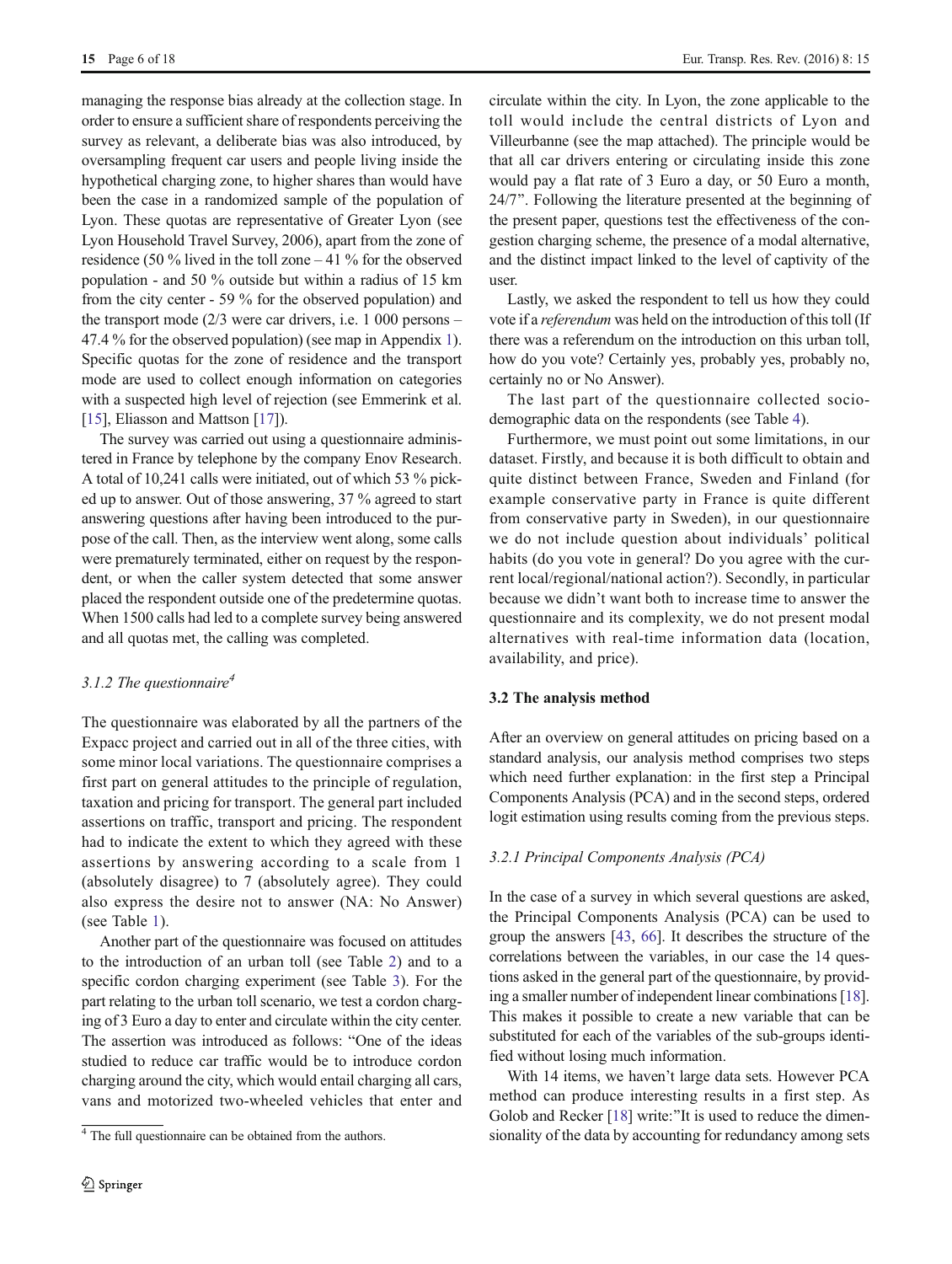managing the response bias already at the collection stage. In order to ensure a sufficient share of respondents perceiving the survey as relevant, a deliberate bias was also introduced, by oversampling frequent car users and people living inside the hypothetical charging zone, to higher shares than would have been the case in a randomized sample of the population of Lyon. These quotas are representative of Greater Lyon (see Lyon Household Travel Survey, 2006), apart from the zone of residence (50 % lived in the toll zone – 41 % for the observed population - and 50 % outside but within a radius of 15 km from the city center - 59 % for the observed population) and the transport mode (2/3 were car drivers, i.e. 1 000 persons – 47.4 % for the observed population) (see map in Appendix 1). Specific quotas for the zone of residence and the transport mode are used to collect enough information on categories with a suspected high level of rejection (see Emmerink et al. [15], Eliasson and Mattson [17]).

The survey was carried out using a questionnaire administered in France by telephone by the company Enov Research. A total of 10,241 calls were initiated, out of which 53 % picked up to answer. Out of those answering, 37 % agreed to start answering questions after having been introduced to the purpose of the call. Then, as the interview went along, some calls were prematurely terminated, either on request by the respondent, or when the caller system detected that some answer placed the respondent outside one of the predetermine quotas. When 1500 calls had led to a complete survey being answered and all quotas met, the calling was completed.

### 3.1.2 The questionnaire[4]

The questionnaire was elaborated by all the partners of the Expacc project and carried out in all of the three cities, with some minor local variations. The questionnaire comprises a first part on general attitudes to the principle of regulation, taxation and pricing for transport. The general part included assertions on traffic, transport and pricing. The respondent had to indicate the extent to which they agreed with these assertions by answering according to a scale from 1 (absolutely disagree) to 7 (absolutely agree). They could also express the desire not to answer (NA: No Answer) (see Table 1).

Another part of the questionnaire was focused on attitudes to the introduction of an urban toll (see Table 2) and to a specific cordon charging experiment (see Table 3). For the part relating to the urban toll scenario, we test a cordon charging of 3 Euro a day to enter and circulate within the city center. The assertion was introduced as follows: "One of the ideas studied to reduce car traffic would be to introduce cordon charging around the city, which would entail charging all cars, vans and motorized two-wheeled vehicles that enter and circulate within the city. In Lyon, the zone applicable to the toll would include the central districts of Lyon and Villeurbanne (see the map attached). The principle would be that all car drivers entering or circulating inside this zone would pay a flat rate of 3 Euro a day, or 50 Euro a month, 24/7". Following the literature presented at the beginning of the present paper, questions test the effectiveness of the congestion charging scheme, the presence of a modal alternative, and the distinct impact linked to the level of captivity of the user.

Lastly, we asked the respondent to tell us how they could vote if a *referendum* was held on the introduction of this toll (If there was a referendum on the introduction on this urban toll, how do you vote? Certainly yes, probably yes, probably no, certainly no or No Answer).

The last part of the questionnaire collected socio-demographic data on the respondents (see Table 4).

Furthermore, we must point out some limitations, in our dataset. Firstly, and because it is both difficult to obtain and quite distinct between France, Sweden and Finland (for example conservative party in France is quite different from conservative party in Sweden), in our questionnaire we do not include question about individuals' political habits (do you vote in general? Do you agree with the current local/regional/national action?). Secondly, in particular because we didn't want both to increase time to answer the questionnaire and its complexity, we do not present modal alternatives with real-time information data (location, availability, and price).

### 3.2 The analysis method

After an overview on general attitudes on pricing based on a standard analysis, our analysis method comprises two steps which need further explanation: in the first step a Principal Components Analysis (PCA) and in the second steps, ordered logit estimation using results coming from the previous steps.

### 3.2.1 Principal Components Analysis (PCA)

In the case of a survey in which several questions are asked, the Principal Components Analysis (PCA) can be used to group the answers [43, 66]. It describes the structure of the correlations between the variables, in our case the 14 questions asked in the general part of the questionnaire, by providing a smaller number of independent linear combinations [18]. This makes it possible to create a new variable that can be substituted for each of the variables of the sub-groups identified without losing much information.

With 14 items, we haven't large data sets. However PCA method can produce interesting results in a first step. As Golob and Recker [18] write:"It is used to reduce the dimensionality of the data by accounting for redundancy among sets

[4] The full questionnaire can be obtained from the authors.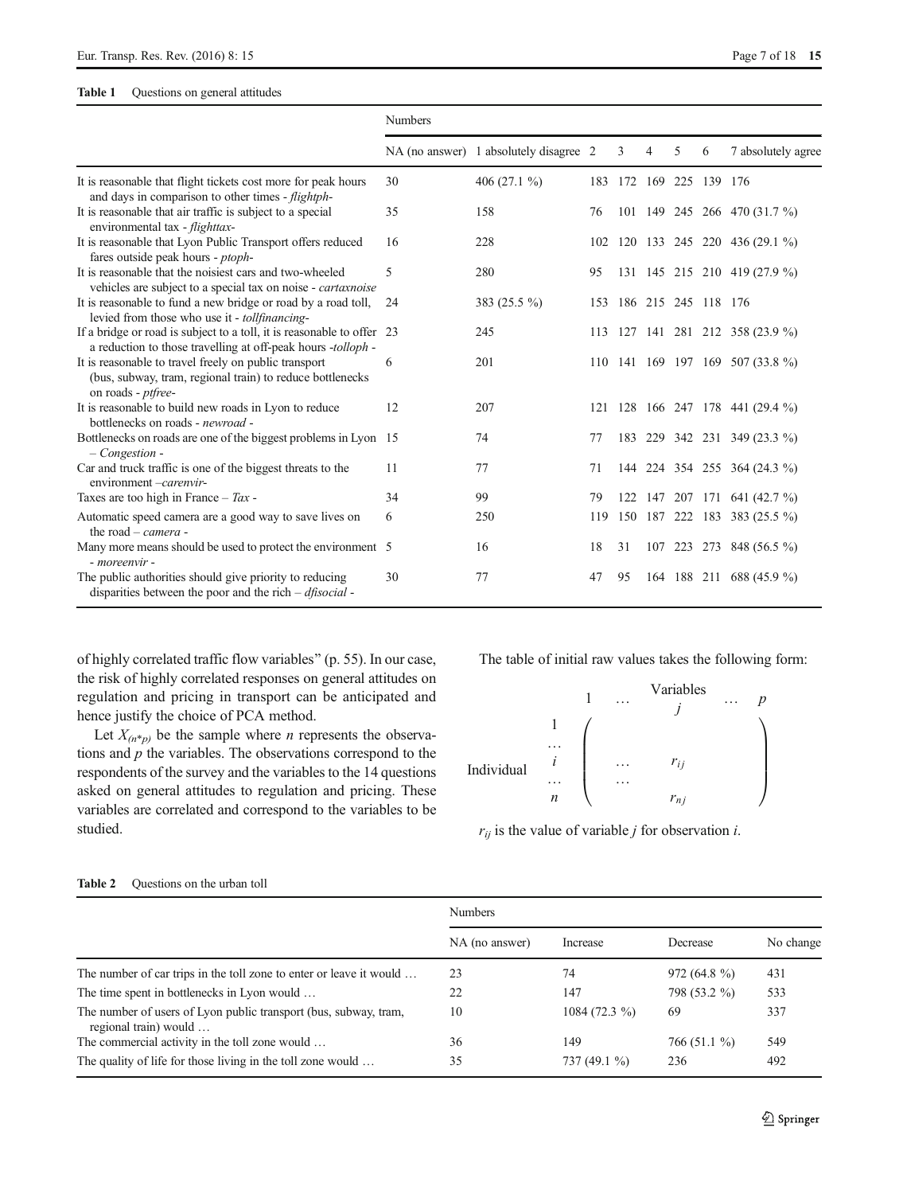**Table 1** Questions on general attitudes

| | Numbers | | | | | | | |
|---|---|---|---|---|---|---|---|---|
| | NA (no answer) | 1 absolutely disagree | 2 | 3 | 4 | 5 | 6 | 7 absolutely agree |
| It is reasonable that flight tickets cost more for peak hours and days in comparison to other times - *flightph*- | 30 | 406 (27.1 %) | 183 | 172 | 169 | 225 | 139 | 176 |
| It is reasonable that air traffic is subject to a special environmental tax - *flighttax*- | 35 | 158 | 76 | 101 | 149 | 245 | 266 | 470 (31.7 %) |
| It is reasonable that Lyon Public Transport offers reduced fares outside peak hours - *ptoph*- | 16 | 228 | 102 | 120 | 133 | 245 | 220 | 436 (29.1 %) |
| It is reasonable that the noisiest cars and two-wheeled vehicles are subject to a special tax on noise - *cartaxnoise* | 5 | 280 | 95 | 131 | 145 | 215 | 210 | 419 (27.9 %) |
| It is reasonable to fund a new bridge or road by a road toll, levied from those who use it - *tollfinancing*- | 24 | 383 (25.5 %) | 153 | 186 | 215 | 245 | 118 | 176 |
| If a bridge or road is subject to a toll, it is reasonable to offer a reduction to those travelling at off-peak hours -*tolloph* - | 23 | 245 | 113 | 127 | 141 | 281 | 212 | 358 (23.9 %) |
| It is reasonable to travel freely on public transport (bus, subway, tram, regional train) to reduce bottlenecks on roads - *ptfree*- | 6 | 201 | 110 | 141 | 169 | 197 | 169 | 507 (33.8 %) |
| It is reasonable to build new roads in Lyon to reduce bottlenecks on roads - *newroad* - | 12 | 207 | 121 | 128 | 166 | 247 | 178 | 441 (29.4 %) |
| Bottlenecks on roads are one of the biggest problems in Lyon – *Congestion* - | 15 | 74 | 77 | 183 | 229 | 342 | 231 | 349 (23.3 %) |
| Car and truck traffic is one of the biggest threats to the environment –*carenvir*- | 11 | 77 | 71 | 144 | 224 | 354 | 255 | 364 (24.3 %) |
| Taxes are too high in France – *Tax* - | 34 | 99 | 79 | 122 | 147 | 207 | 171 | 641 (42.7 %) |
| Automatic speed camera are a good way to save lives on the road – *camera* - | 6 | 250 | 119 | 150 | 187 | 222 | 183 | 383 (25.5 %) |
| Many more means should be used to protect the environment - *moreenvir* - | 5 | 16 | 18 | 31 | 107 | 223 | 273 | 848 (56.5 %) |
| The public authorities should give priority to reducing disparities between the poor and the rich – *dfisocial* - | 30 | 77 | 47 | 95 | 164 | 188 | 211 | 688 (45.9 %) |

of highly correlated traffic flow variables" (p. 55). In our case, the risk of highly correlated responses on general attitudes on regulation and pricing in transport can be anticipated and hence justify the choice of PCA method.

Let $X_{(n*p)}$ be the sample where $n$ represents the observations and $p$ the variables. The observations correspond to the respondents of the survey and the variables to the 14 questions asked on general attitudes to regulation and pricing. These variables are correlated and correspond to the variables to be studied.

The table of initial raw values takes the following form:

$$
\begin{array}{cc}
 & \begin{array}{ccccc} 1 & \dots & \overset{\text{Variables}}{j} & \dots & p \end{array} \\
\text{Individual} \begin{array}{c} 1 \\ \dots \\ i \\ \dots \\ n \end{array} & \left( \begin{array}{ccc} & & \\ & & \\ \dots & r_{ij} & \\ \dots & & \\ & r_{nj} & \end{array} \right)
\end{array}
$$

$r_{ij}$ is the value of variable $j$ for observation $i$.

**Table 2** Questions on the urban toll

| | Numbers | | | |
|---|---|---|---|---|
| | NA (no answer) | Increase | Decrease | No change |
| The number of car trips in the toll zone to enter or leave it would … | 23 | 74 | 972 (64.8 %) | 431 |
| The time spent in bottlenecks in Lyon would … | 22 | 147 | 798 (53.2 %) | 533 |
| The number of users of Lyon public transport (bus, subway, tram, regional train) would … | 10 | 1084 (72.3 %) | 69 | 337 |
| The commercial activity in the toll zone would … | 36 | 149 | 766 (51.1 %) | 549 |
| The quality of life for those living in the toll zone would … | 35 | 737 (49.1 %) | 236 | 492 |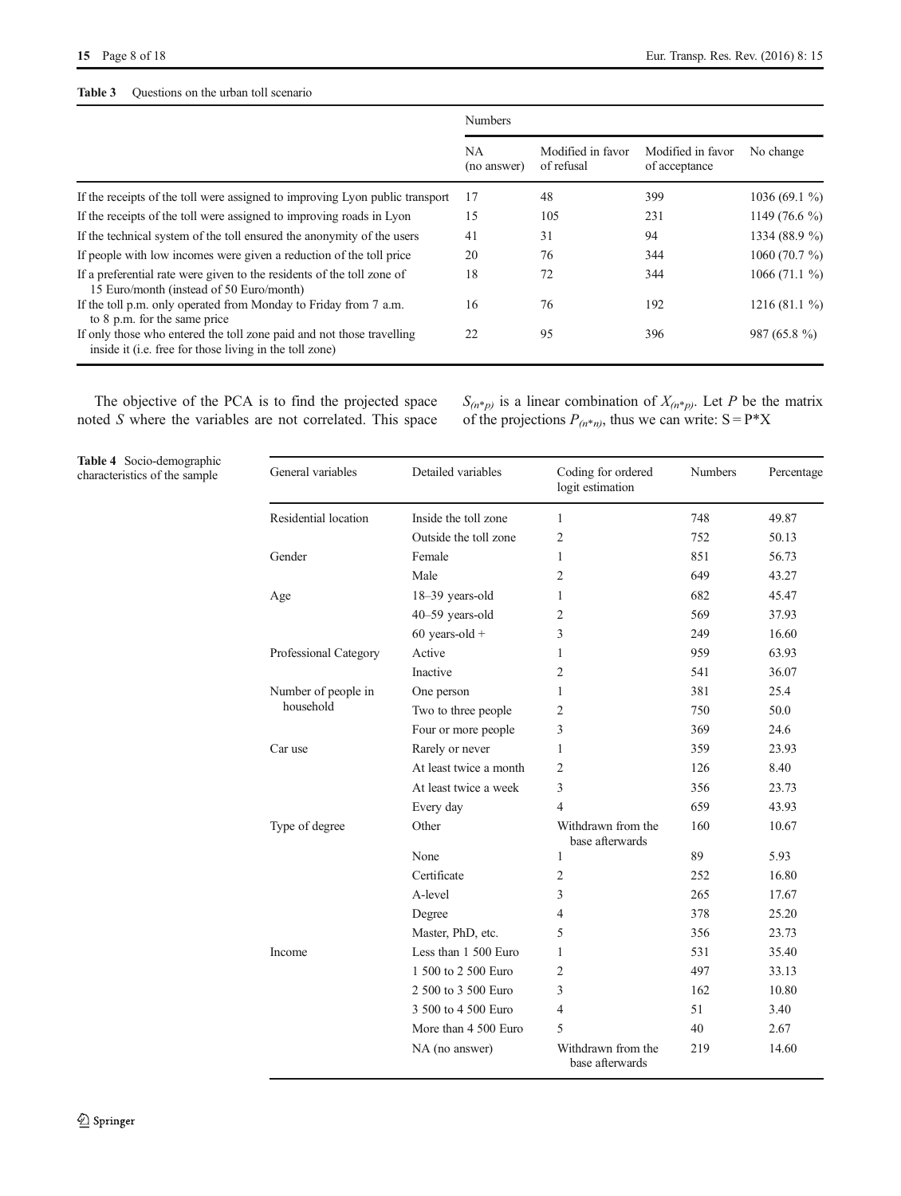**Table 3** Questions on the urban toll scenario

| | Numbers | | | |
|---|---|---|---|---|
| | NA (no answer) | Modified in favor of refusal | Modified in favor of acceptance | No change |
| If the receipts of the toll were assigned to improving Lyon public transport | 17 | 48 | 399 | 1036 (69.1 %) |
| If the receipts of the toll were assigned to improving roads in Lyon | 15 | 105 | 231 | 1149 (76.6 %) |
| If the technical system of the toll ensured the anonymity of the users | 41 | 31 | 94 | 1334 (88.9 %) |
| If people with low incomes were given a reduction of the toll price | 20 | 76 | 344 | 1060 (70.7 %) |
| If a preferential rate were given to the residents of the toll zone of 15 Euro/month (instead of 50 Euro/month) | 18 | 72 | 344 | 1066 (71.1 %) |
| If the toll p.m. only operated from Monday to Friday from 7 a.m. to 8 p.m. for the same price | 16 | 76 | 192 | 1216 (81.1 %) |
| If only those who entered the toll zone paid and not those travelling inside it (i.e. free for those living in the toll zone) | 22 | 95 | 396 | 987 (65.8 %) |

The objective of the PCA is to find the projected space noted $S$ where the variables are not correlated. This space $S_{(n*p)}$ is a linear combination of $X_{(n*p)}$. Let $P$ be the matrix of the projections $P_{(n*n)}$, thus we can write: $S = P*X$

**Table 4** Socio-demographic characteristics of the sample

| General variables | Detailed variables | Coding for ordered logit estimation | Numbers | Percentage |
|---|---|---|---|---|
| Residential location | Inside the toll zone | 1 | 748 | 49.87 |
| | Outside the toll zone | 2 | 752 | 50.13 |
| Gender | Female | 1 | 851 | 56.73 |
| | Male | 2 | 649 | 43.27 |
| Age | 18–39 years-old | 1 | 682 | 45.47 |
| | 40–59 years-old | 2 | 569 | 37.93 |
| | 60 years-old + | 3 | 249 | 16.60 |
| Professional Category | Active | 1 | 959 | 63.93 |
| | Inactive | 2 | 541 | 36.07 |
| Number of people in household | One person | 1 | 381 | 25.4 |
| | Two to three people | 2 | 750 | 50.0 |
| | Four or more people | 3 | 369 | 24.6 |
| Car use | Rarely or never | 1 | 359 | 23.93 |
| | At least twice a month | 2 | 126 | 8.40 |
| | At least twice a week | 3 | 356 | 23.73 |
| | Every day | 4 | 659 | 43.93 |
| Type of degree | Other | Withdrawn from the base afterwards | 160 | 10.67 |
| | None | 1 | 89 | 5.93 |
| | Certificate | 2 | 252 | 16.80 |
| | A-level | 3 | 265 | 17.67 |
| | Degree | 4 | 378 | 25.20 |
| | Master, PhD, etc. | 5 | 356 | 23.73 |
| Income | Less than 1 500 Euro | 1 | 531 | 35.40 |
| | 1 500 to 2 500 Euro | 2 | 497 | 33.13 |
| | 2 500 to 3 500 Euro | 3 | 162 | 10.80 |
| | 3 500 to 4 500 Euro | 4 | 51 | 3.40 |
| | More than 4 500 Euro | 5 | 40 | 2.67 |
| | NA (no answer) | Withdrawn from the base afterwards | 219 | 14.60 |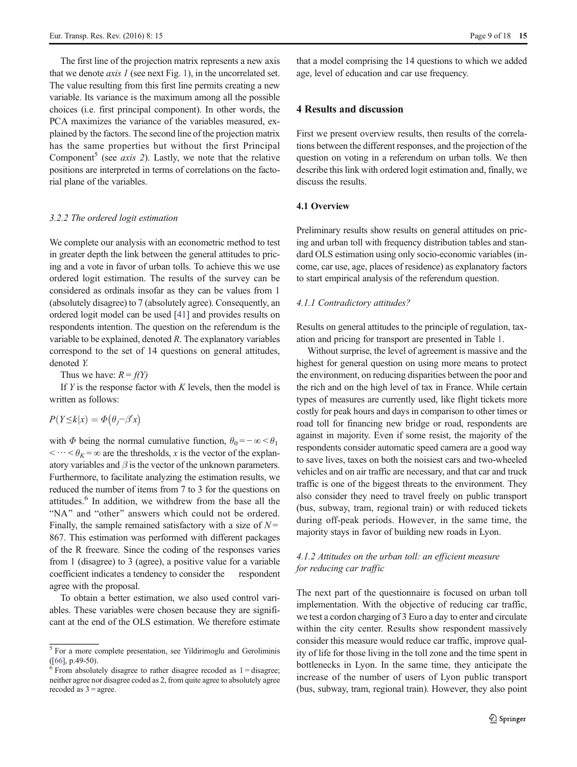The first line of the projection matrix represents a new axis that we denote *axis 1* (see next Fig. 1), in the uncorrelated set. The value resulting from this first line permits creating a new variable. Its variance is the maximum among all the possible choices (i.e. first principal component). In other words, the PCA maximizes the variance of the variables measured, explained by the factors. The second line of the projection matrix has the same properties but without the first Principal Component[5] (see *axis 2*). Lastly, we note that the relative positions are interpreted in terms of correlations on the factorial plane of the variables.

#### 3.2.2 The ordered logit estimation

We complete our analysis with an econometric method to test in greater depth the link between the general attitudes to pricing and a vote in favor of urban tolls. To achieve this we use ordered logit estimation. The results of the survey can be considered as ordinals insofar as they can be values from 1 (absolutely disagree) to 7 (absolutely agree). Consequently, an ordered logit model can be used [41] and provides results on respondents intention. The question on the referendum is the variable to be explained, denoted *R*. The explanatory variables correspond to the set of 14 questions on general attitudes, denoted *Y*.

Thus we have: $R = f(Y)$

If *Y* is the response factor with *K* levels, then the model is written as follows:

$$P(Y \leq k|x) = \Phi\left(\theta_j - \beta' x\right)$$

with $\Phi$ being the normal cumulative function, $\theta_0 = -\infty < \theta_1 < \cdots < \theta_K = \infty$ are the thresholds, $x$ is the vector of the explanatory variables and $\beta$ is the vector of the unknown parameters. Furthermore, to facilitate analyzing the estimation results, we reduced the number of items from 7 to 3 for the questions on attitudes.[6] In addition, we withdrew from the base all the "NA" and "other" answers which could not be ordered. Finally, the sample remained satisfactory with a size of $N = 867$. This estimation was performed with different packages of the R freeware. Since the coding of the responses varies from 1 (disagree) to 3 (agree), a positive value for a variable coefficient indicates a tendency to consider the respondent agree with the proposal.

To obtain a better estimation, we also used control variables. These variables were chosen because they are significant at the end of the OLS estimation. We therefore estimate that a model comprising the 14 questions to which we added age, level of education and car use frequency.

[5] For a more complete presentation, see Yildirimoglu and Geroliminis ([66], p.49-50).

[6] From absolutely disagree to rather disagree recoded as 1 = disagree; neither agree nor disagree coded as 2, from quite agree to absolutely agree recoded as 3 = agree.

## 4 Results and discussion

First we present overview results, then results of the correlations between the different responses, and the projection of the question on voting in a referendum on urban tolls. We then describe this link with ordered logit estimation and, finally, we discuss the results.

### 4.1 Overview

Preliminary results show results on general attitudes on pricing and urban toll with frequency distribution tables and standard OLS estimation using only socio-economic variables (income, car use, age, places of residence) as explanatory factors to start empirical analysis of the referendum question.

#### 4.1.1 Contradictory attitudes?

Results on general attitudes to the principle of regulation, taxation and pricing for transport are presented in Table 1.

Without surprise, the level of agreement is massive and the highest for general question on using more means to protect the environment, on reducing disparities between the poor and the rich and on the high level of tax in France. While certain types of measures are currently used, like flight tickets more costly for peak hours and days in comparison to other times or road toll for financing new bridge or road, respondents are against in majority. Even if some resist, the majority of the respondents consider automatic speed camera are a good way to save lives, taxes on both the noisiest cars and two-wheeled vehicles and on air traffic are necessary, and that car and truck traffic is one of the biggest threats to the environment. They also consider they need to travel freely on public transport (bus, subway, tram, regional train) or with reduced tickets during off-peak periods. However, in the same time, the majority stays in favor of building new roads in Lyon.

#### 4.1.2 Attitudes on the urban toll: an efficient measure for reducing car traffic

The next part of the questionnaire is focused on urban toll implementation. With the objective of reducing car traffic, we test a cordon charging of 3 Euro a day to enter and circulate within the city center. Results show respondent massively consider this measure would reduce car traffic, improve quality of life for those living in the toll zone and the time spent in bottlenecks in Lyon. In the same time, they anticipate the increase of the number of users of Lyon public transport (bus, subway, tram, regional train). However, they also point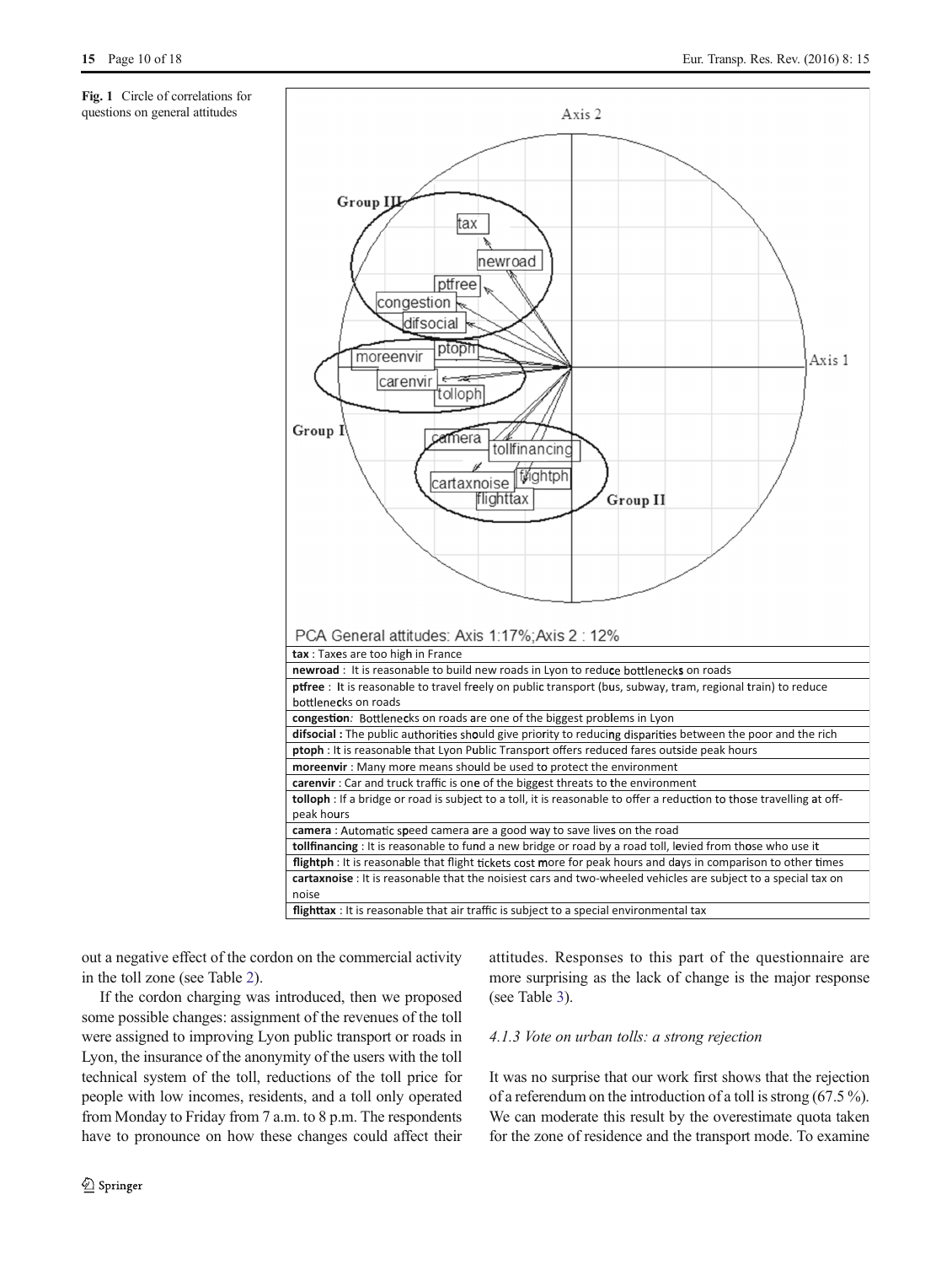Fig. 1 Circle of correlations for questions on general attitudes

PCA General attitudes: Axis 1:17%;Axis 2 : 12%

| | |
|---|---|
| **tax** : Taxes are too high in France | |
| **newroad** : It is reasonable to build new roads in Lyon to reduce bottlenecks on roads | |
| **ptfree** : It is reasonable to travel freely on public transport (bus, subway, tram, regional train) to reduce bottlenecks on roads | |
| **congestion**: Bottlenecks on roads are one of the biggest problems in Lyon | |
| **difsocial :** The public authorities should give priority to reducing disparities between the poor and the rich | |
| **ptoph** : It is reasonable that Lyon Public Transport offers reduced fares outside peak hours | |
| **moreenvir** : Many more means should be used to protect the environment | |
| **carenvir** : Car and truck traffic is one of the biggest threats to the environment | |
| **tolloph** : If a bridge or road is subject to a toll, it is reasonable to offer a reduction to those travelling at off-peak hours | |
| **camera** : Automatic speed camera are a good way to save lives on the road | |
| **tollfinancing** : It is reasonable to fund a new bridge or road by a road toll, levied from those who use it | |
| **flightph** : It is reasonable that flight tickets cost more for peak hours and days in comparison to other times | |
| **cartaxnoise** : It is reasonable that the noisiest cars and two-wheeled vehicles are subject to a special tax on noise | |
| **flighttax** : It is reasonable that air traffic is subject to a special environmental tax | |

out a negative effect of the cordon on the commercial activity in the toll zone (see Table 2).

If the cordon charging was introduced, then we proposed some possible changes: assignment of the revenues of the toll were assigned to improving Lyon public transport or roads in Lyon, the insurance of the anonymity of the users with the toll technical system of the toll, reductions of the toll price for people with low incomes, residents, and a toll only operated from Monday to Friday from 7 a.m. to 8 p.m. The respondents have to pronounce on how these changes could affect their attitudes. Responses to this part of the questionnaire are more surprising as the lack of change is the major response (see Table 3).

#### *4.1.3 Vote on urban tolls: a strong rejection*

It was no surprise that our work first shows that the rejection of a referendum on the introduction of a toll is strong (67.5 %). We can moderate this result by the overestimate quota taken for the zone of residence and the transport mode. To examine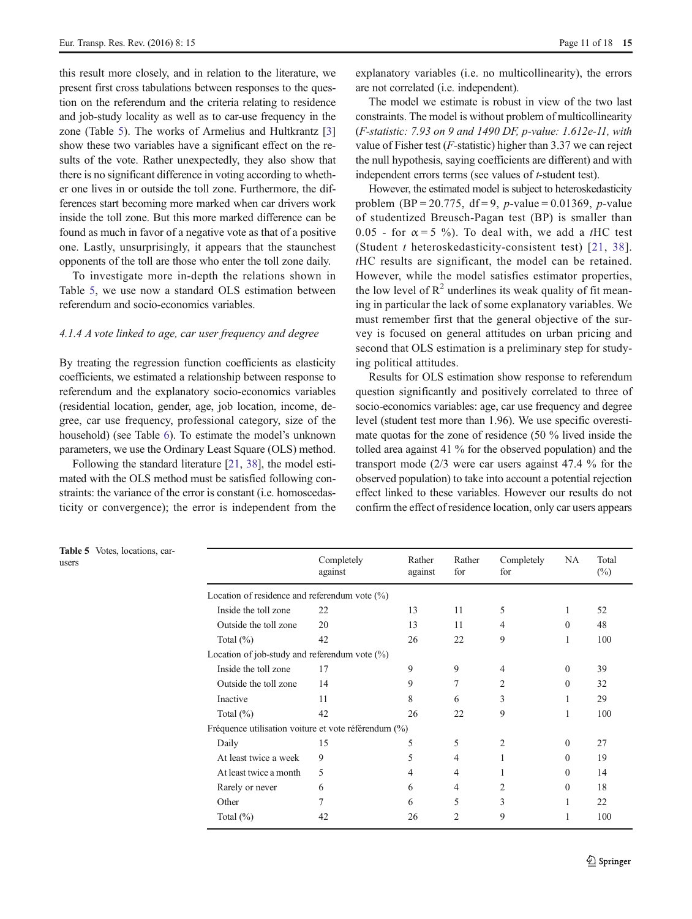this result more closely, and in relation to the literature, we present first cross tabulations between responses to the question on the referendum and the criteria relating to residence and job-study locality as well as to car-use frequency in the zone (Table 5). The works of Armelius and Hultkrantz [3] show these two variables have a significant effect on the results of the vote. Rather unexpectedly, they also show that there is no significant difference in voting according to whether one lives in or outside the toll zone. Furthermore, the differences start becoming more marked when car drivers work inside the toll zone. But this more marked difference can be found as much in favor of a negative vote as that of a positive one. Lastly, unsurprisingly, it appears that the staunchest opponents of the toll are those who enter the toll zone daily.

To investigate more in-depth the relations shown in Table 5, we use now a standard OLS estimation between referendum and socio-economics variables.

#### 4.1.4 A vote linked to age, car user frequency and degree

By treating the regression function coefficients as elasticity coefficients, we estimated a relationship between response to referendum and the explanatory socio-economics variables (residential location, gender, age, job location, income, degree, car use frequency, professional category, size of the household) (see Table 6). To estimate the model's unknown parameters, we use the Ordinary Least Square (OLS) method.

Following the standard literature [21, 38], the model estimated with the OLS method must be satisfied following constraints: the variance of the error is constant (i.e. homoscedasticity or convergence); the error is independent from the explanatory variables (i.e. no multicollinearity), the errors are not correlated (i.e. independent).

The model we estimate is robust in view of the two last constraints. The model is without problem of multicollinearity (*F-statistic: 7.93 on 9 and 1490 DF, p-value: 1.612e-11, with* value of Fisher test (*F*-statistic) higher than 3.37 we can reject the null hypothesis, saying coefficients are different) and with independent errors terms (see values of *t*-student test).

However, the estimated model is subject to heteroskedasticity problem (BP = 20.775, df = 9, *p*-value = 0.01369, *p*-value of studentized Breusch-Pagan test (BP) is smaller than 0.05 - for $\alpha = 5$ %). To deal with, we add a *t*HC test (Student *t* heteroskedasticity-consistent test) [21, 38]. *t*HC results are significant, the model can be retained. However, while the model satisfies estimator properties, the low level of $R^2$ underlines its weak quality of fit meaning in particular the lack of some explanatory variables. We must remember first that the general objective of the survey is focused on general attitudes on urban pricing and second that OLS estimation is a preliminary step for studying political attitudes.

Results for OLS estimation show response to referendum question significantly and positively correlated to three of socio-economics variables: age, car use frequency and degree level (student test more than 1.96). We use specific overestimate quotas for the zone of residence (50 % lived inside the tolled area against 41 % for the observed population) and the transport mode (2/3 were car users against 47.4 % for the observed population) to take into account a potential rejection effect linked to these variables. However our results do not confirm the effect of residence location, only car users appears

**Table 5** Votes, locations, car-users

| | Completely against | Rather against | Rather for | Completely for | NA | Total (%) |
|---|---|---|---|---|---|---|
| Location of residence and referendum vote (%) | | | | | | |
| Inside the toll zone | 22 | 13 | 11 | 5 | 1 | 52 |
| Outside the toll zone | 20 | 13 | 11 | 4 | 0 | 48 |
| Total (%) | 42 | 26 | 22 | 9 | 1 | 100 |
| Location of job-study and referendum vote (%) | | | | | | |
| Inside the toll zone | 17 | 9 | 9 | 4 | 0 | 39 |
| Outside the toll zone | 14 | 9 | 7 | 2 | 0 | 32 |
| Inactive | 11 | 8 | 6 | 3 | 1 | 29 |
| Total (%) | 42 | 26 | 22 | 9 | 1 | 100 |
| Fréquence utilisation voiture et vote référendum (%) | | | | | | |
| Daily | 15 | 5 | 5 | 2 | 0 | 27 |
| At least twice a week | 9 | 5 | 4 | 1 | 0 | 19 |
| At least twice a month | 5 | 4 | 4 | 1 | 0 | 14 |
| Rarely or never | 6 | 6 | 4 | 2 | 0 | 18 |
| Other | 7 | 6 | 5 | 3 | 1 | 22 |
| Total (%) | 42 | 26 | 2 | 9 | 1 | 100 |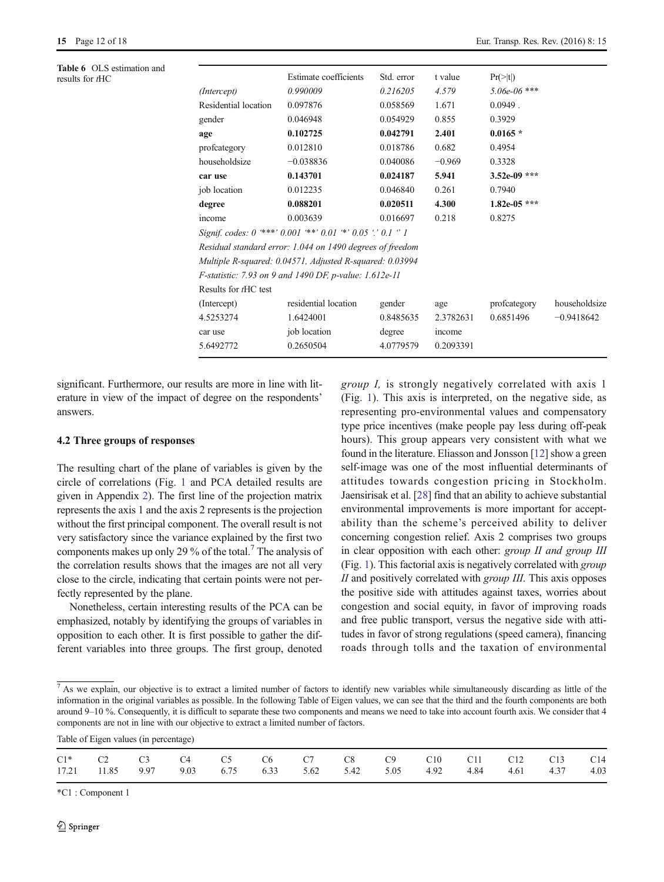Table 6 OLS estimation and results for *t*HC

| | Estimate coefficients | Std. error | t value | Pr(>\|t\|) | |
|---|---|---|---|---|---|
| *(Intercept)* | *0.990009* | *0.216205* | *4.579* | *5.06e-06 \*\*\** | |
| Residential location | 0.097876 | 0.058569 | 1.671 | 0.0949 . | |
| gender | 0.046948 | 0.054929 | 0.855 | 0.3929 | |
| **age** | **0.102725** | **0.042791** | **2.401** | **0.0165 \*** | |
| profcategory | 0.012810 | 0.018786 | 0.682 | 0.4954 | |
| householdsize | −0.038836 | 0.040086 | −0.969 | 0.3328 | |
| **car use** | **0.143701** | **0.024187** | **5.941** | **3.52e-09 \*\*\*** | |
| job location | 0.012235 | 0.046840 | 0.261 | 0.7940 | |
| **degree** | **0.088201** | **0.020511** | **4.300** | **1.82e-05 \*\*\*** | |
| income | 0.003639 | 0.016697 | 0.218 | 0.8275 | |
| *Signif. codes: 0 '\*\*\*' 0.001 '\*\*' 0.01 '\*' 0.05 '.' 0.1 ' ' 1* | | | | | |
| *Residual standard error: 1.044 on 1490 degrees of freedom* | | | | | |
| *Multiple R-squared: 0.04571, Adjusted R-squared: 0.03994* | | | | | |
| *F-statistic: 7.93 on 9 and 1490 DF, p-value: 1.612e-11* | | | | | |
| Results for *t*HC test | | | | | |
| (Intercept) | residential location | gender | age | profcategory | householdsize |
| 4.5253274 | 1.6424001 | 0.8485635 | 2.3782631 | 0.6851496 | −0.9418642 |
| car use | job location | degree | income | | |
| 5.6492772 | 0.2650504 | 4.0779579 | 0.2093391 | | |

significant. Furthermore, our results are more in line with literature in view of the impact of degree on the respondents' answers.

### 4.2 Three groups of responses

The resulting chart of the plane of variables is given by the circle of correlations (Fig. 1 and PCA detailed results are given in Appendix 2). The first line of the projection matrix represents the axis 1 and the axis 2 represents is the projection without the first principal component. The overall result is not very satisfactory since the variance explained by the first two components makes up only 29 % of the total.[7] The analysis of the correlation results shows that the images are not all very close to the circle, indicating that certain points were not perfectly represented by the plane.

Nonetheless, certain interesting results of the PCA can be emphasized, notably by identifying the groups of variables in opposition to each other. It is first possible to gather the different variables into three groups. The first group, denoted *group I,* is strongly negatively correlated with axis 1 (Fig. 1). This axis is interpreted, on the negative side, as representing pro-environmental values and compensatory type price incentives (make people pay less during off-peak hours). This group appears very consistent with what we found in the literature. Eliasson and Jonsson [12] show a green self-image was one of the most influential determinants of attitudes towards congestion pricing in Stockholm. Jaensirisak et al. [28] find that an ability to achieve substantial environmental improvements is more important for acceptability than the scheme's perceived ability to deliver concerning congestion relief. Axis 2 comprises two groups in clear opposition with each other: *group II and group III* (Fig. 1). This factorial axis is negatively correlated with *group II* and positively correlated with *group III.* This axis opposes the positive side with attitudes against taxes, worries about congestion and social equity, in favor of improving roads and free public transport, versus the negative side with attitudes in favor of strong regulations (speed camera), financing roads through tolls and the taxation of environmental

[7] As we explain, our objective is to extract a limited number of factors to identify new variables while simultaneously discarding as little of the information in the original variables as possible. In the following Table of Eigen values, we can see that the third and the fourth components are both around 9–10 %. Consequently, it is difficult to separate these two components and means we need to take into account fourth axis. We consider that 4 components are not in line with our objective to extract a limited number of factors.

Table of Eigen values (in percentage)

| C1* | C2 | C3 | C4 | C5 | C6 | C7 | C8 | C9 | C10 | C11 | C12 | C13 | C14 |
|---|---|---|---|---|---|---|---|---|---|---|---|---|---|
| 17.21 | 11.85 | 9.97 | 9.03 | 6.75 | 6.33 | 5.62 | 5.42 | 5.05 | 4.92 | 4.84 | 4.61 | 4.37 | 4.03 |

*C1 : Component 1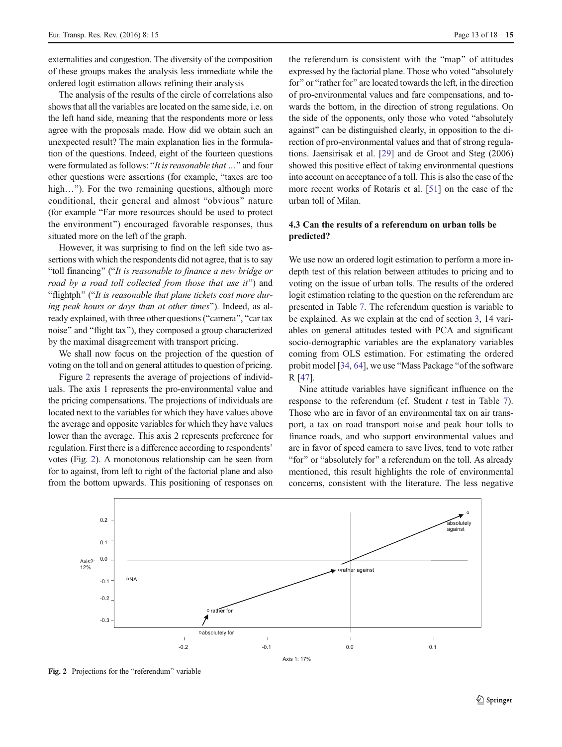externalities and congestion. The diversity of the composition of these groups makes the analysis less immediate while the ordered logit estimation allows refining their analysis

The analysis of the results of the circle of correlations also shows that all the variables are located on the same side, i.e. on the left hand side, meaning that the respondents more or less agree with the proposals made. How did we obtain such an unexpected result? The main explanation lies in the formulation of the questions. Indeed, eight of the fourteen questions were formulated as follows: "*It is reasonable that …*" and four other questions were assertions (for example, "taxes are too high…"). For the two remaining questions, although more conditional, their general and almost "obvious" nature (for example "Far more resources should be used to protect the environment") encouraged favorable responses, thus situated more on the left of the graph.

However, it was surprising to find on the left side two assertions with which the respondents did not agree, that is to say "toll financing" ("*It is reasonable to finance a new bridge or road by a road toll collected from those that use it*") and "flightph" ("*It is reasonable that plane tickets cost more during peak hours or days than at other times*"). Indeed, as already explained, with three other questions ("camera", "car tax noise" and "flight tax"), they composed a group characterized by the maximal disagreement with transport pricing.

We shall now focus on the projection of the question of voting on the toll and on general attitudes to question of pricing.

Figure 2 represents the average of projections of individuals. The axis 1 represents the pro-environmental value and the pricing compensations. The projections of individuals are located next to the variables for which they have values above the average and opposite variables for which they have values lower than the average. This axis 2 represents preference for regulation. First there is a difference according to respondents' votes (Fig. 2). A monotonous relationship can be seen from for to against, from left to right of the factorial plane and also from the bottom upwards. This positioning of responses on the referendum is consistent with the "map" of attitudes expressed by the factorial plane. Those who voted "absolutely for" or "rather for" are located towards the left, in the direction of pro-environmental values and fare compensations, and towards the bottom, in the direction of strong regulations. On the side of the opponents, only those who voted "absolutely against" can be distinguished clearly, in opposition to the direction of pro-environmental values and that of strong regulations. Jaensirisak et al. [29] and de Groot and Steg (2006) showed this positive effect of taking environmental questions into account on acceptance of a toll. This is also the case of the more recent works of Rotaris et al. [51] on the case of the urban toll of Milan.

### 4.3 Can the results of a referendum on urban tolls be predicted?

We use now an ordered logit estimation to perform a more in-depth test of this relation between attitudes to pricing and to voting on the issue of urban tolls. The results of the ordered logit estimation relating to the question on the referendum are presented in Table 7. The referendum question is variable to be explained. As we explain at the end of section 3, 14 variables on general attitudes tested with PCA and significant socio-demographic variables are the explanatory variables coming from OLS estimation. For estimating the ordered probit model [34, 64], we use "Mass Package "of the software R [47].

Nine attitude variables have significant influence on the response to the referendum (cf. Student *t* test in Table 7). Those who are in favor of an environmental tax on air transport, a tax on road transport noise and peak hour tolls to finance roads, and who support environmental values and are in favor of speed camera to save lives, tend to vote rather "for" or "absolutely for" a referendum on the toll. As already mentioned, this result highlights the role of environmental concerns, consistent with the literature. The less negative

**Fig. 2** Projections for the "referendum" variable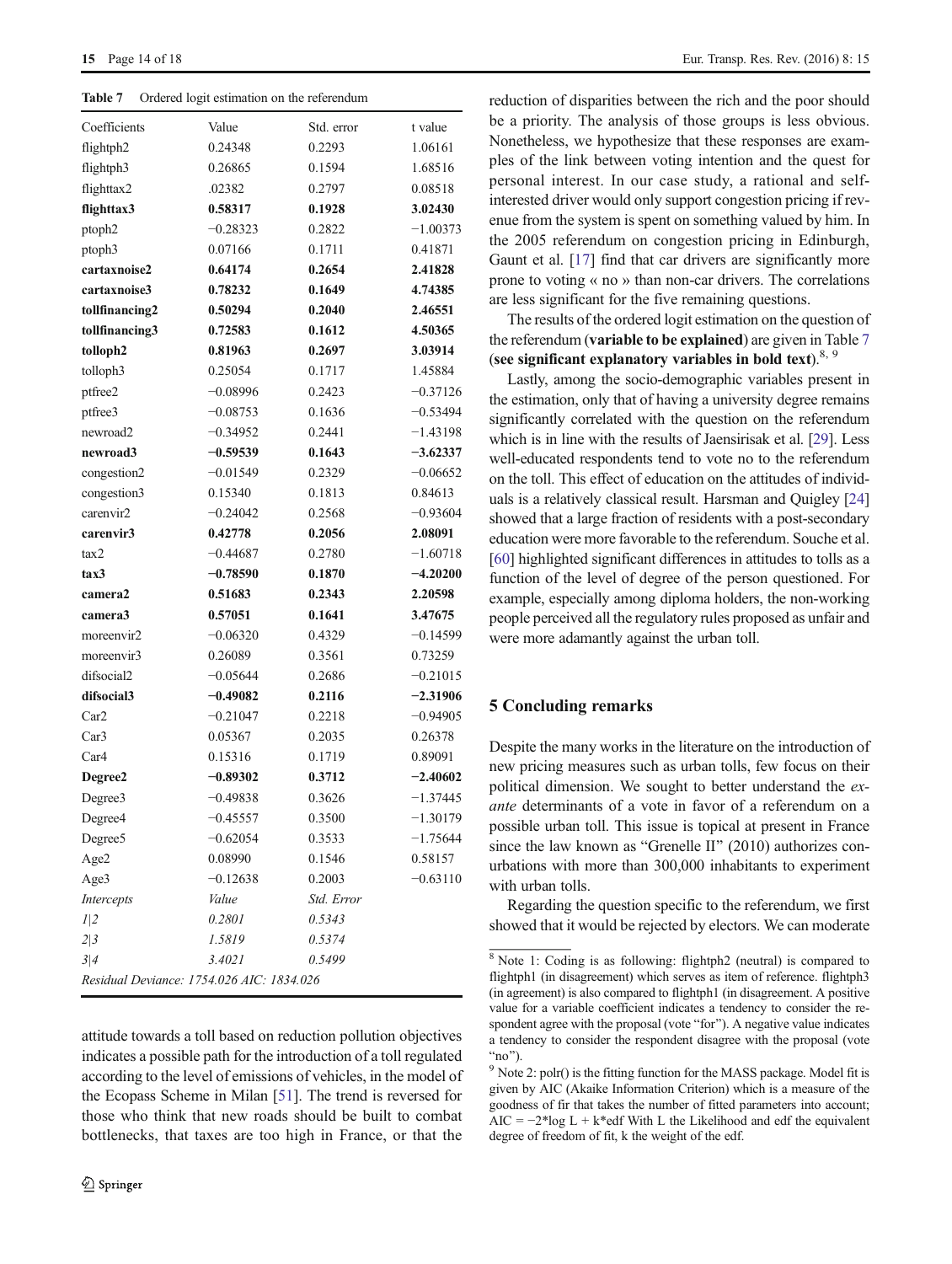Table 7 Ordered logit estimation on the referendum

| Coefficients | Value | Std. error | t value |
|---|---|---|---|
| flightph2 | 0.24348 | 0.2293 | 1.06161 |
| flightph3 | 0.26865 | 0.1594 | 1.68516 |
| flighttax2 | .02382 | 0.2797 | 0.08518 |
| **flighttax3** | **0.58317** | **0.1928** | **3.02430** |
| ptoph2 | −0.28323 | 0.2822 | −1.00373 |
| ptoph3 | 0.07166 | 0.1711 | 0.41871 |
| **cartaxnoise2** | **0.64174** | **0.2654** | **2.41828** |
| **cartaxnoise3** | **0.78232** | **0.1649** | **4.74385** |
| **tollfinancing2** | **0.50294** | **0.2040** | **2.46551** |
| **tollfinancing3** | **0.72583** | **0.1612** | **4.50365** |
| **tolloph2** | **0.81963** | **0.2697** | **3.03914** |
| tolloph3 | 0.25054 | 0.1717 | 1.45884 |
| ptfree2 | −0.08996 | 0.2423 | −0.37126 |
| ptfree3 | −0.08753 | 0.1636 | −0.53494 |
| newroad2 | −0.34952 | 0.2441 | −1.43198 |
| **newroad3** | **−0.59539** | **0.1643** | **−3.62337** |
| congestion2 | −0.01549 | 0.2329 | −0.06652 |
| congestion3 | 0.15340 | 0.1813 | 0.84613 |
| carenvir2 | −0.24042 | 0.2568 | −0.93604 |
| **carenvir3** | **0.42778** | **0.2056** | **2.08091** |
| tax2 | −0.44687 | 0.2780 | −1.60718 |
| **tax3** | **−0.78590** | **0.1870** | **−4.20200** |
| **camera2** | **0.51683** | **0.2343** | **2.20598** |
| **camera3** | **0.57051** | **0.1641** | **3.47675** |
| moreenvir2 | −0.06320 | 0.4329 | −0.14599 |
| moreenvir3 | 0.26089 | 0.3561 | 0.73259 |
| difsocial2 | −0.05644 | 0.2686 | −0.21015 |
| **difsocial3** | **−0.49082** | **0.2116** | **−2.31906** |
| Car2 | −0.21047 | 0.2218 | −0.94905 |
| Car3 | 0.05367 | 0.2035 | 0.26378 |
| Car4 | 0.15316 | 0.1719 | 0.89091 |
| **Degree2** | **−0.89302** | **0.3712** | **−2.40602** |
| Degree3 | −0.49838 | 0.3626 | −1.37445 |
| Degree4 | −0.45557 | 0.3500 | −1.30179 |
| Degree5 | −0.62054 | 0.3533 | −1.75644 |
| Age2 | 0.08990 | 0.1546 | 0.58157 |
| Age3 | −0.12638 | 0.2003 | −0.63110 |
| *Intercepts* | *Value* | *Std. Error* | |
| *1\|2* | *0.2801* | *0.5343* | |
| *2\|3* | *1.5819* | *0.5374* | |
| *3\|4* | *3.4021* | *0.5499* | |
| *Residual Deviance: 1754.026 AIC: 1834.026* | | | |

attitude towards a toll based on reduction pollution objectives indicates a possible path for the introduction of a toll regulated according to the level of emissions of vehicles, in the model of the Ecopass Scheme in Milan [51]. The trend is reversed for those who think that new roads should be built to combat bottlenecks, that taxes are too high in France, or that the reduction of disparities between the rich and the poor should be a priority. The analysis of those groups is less obvious. Nonetheless, we hypothesize that these responses are examples of the link between voting intention and the quest for personal interest. In our case study, a rational and self-interested driver would only support congestion pricing if revenue from the system is spent on something valued by him. In the 2005 referendum on congestion pricing in Edinburgh, Gaunt et al. [17] find that car drivers are significantly more prone to voting « no » than non-car drivers. The correlations are less significant for the five remaining questions.

The results of the ordered logit estimation on the question of the referendum (**variable to be explained**) are given in Table 7 (**see significant explanatory variables in bold text**).[8, 9]

Lastly, among the socio-demographic variables present in the estimation, only that of having a university degree remains significantly correlated with the question on the referendum which is in line with the results of Jaensirisak et al. [29]. Less well-educated respondents tend to vote no to the referendum on the toll. This effect of education on the attitudes of individuals is a relatively classical result. Harsman and Quigley [24] showed that a large fraction of residents with a post-secondary education were more favorable to the referendum. Souche et al. [60] highlighted significant differences in attitudes to tolls as a function of the level of degree of the person questioned. For example, especially among diploma holders, the non-working people perceived all the regulatory rules proposed as unfair and were more adamantly against the urban toll.

## 5 Concluding remarks

Despite the many works in the literature on the introduction of new pricing measures such as urban tolls, few focus on their political dimension. We sought to better understand the *ex-ante* determinants of a vote in favor of a referendum on a possible urban toll. This issue is topical at present in France since the law known as "Grenelle II" (2010) authorizes conurbations with more than 300,000 inhabitants to experiment with urban tolls.

Regarding the question specific to the referendum, we first showed that it would be rejected by electors. We can moderate

[8] Note 1: Coding is as following: flightph2 (neutral) is compared to flightph1 (in disagreement) which serves as item of reference. flightph3 (in agreement) is also compared to flightph1 (in disagreement). A positive value for a variable coefficient indicates a tendency to consider the respondent agree with the proposal (vote "for"). A negative value indicates a tendency to consider the respondent disagree with the proposal (vote "no").

[9] Note 2: polr() is the fitting function for the MASS package. Model fit is given by AIC (Akaike Information Criterion) which is a measure of the goodness of fir that takes the number of fitted parameters into account; AIC = −2*log L + k*edf With L the Likelihood and edf the equivalent degree of freedom of fit, k the weight of the edf.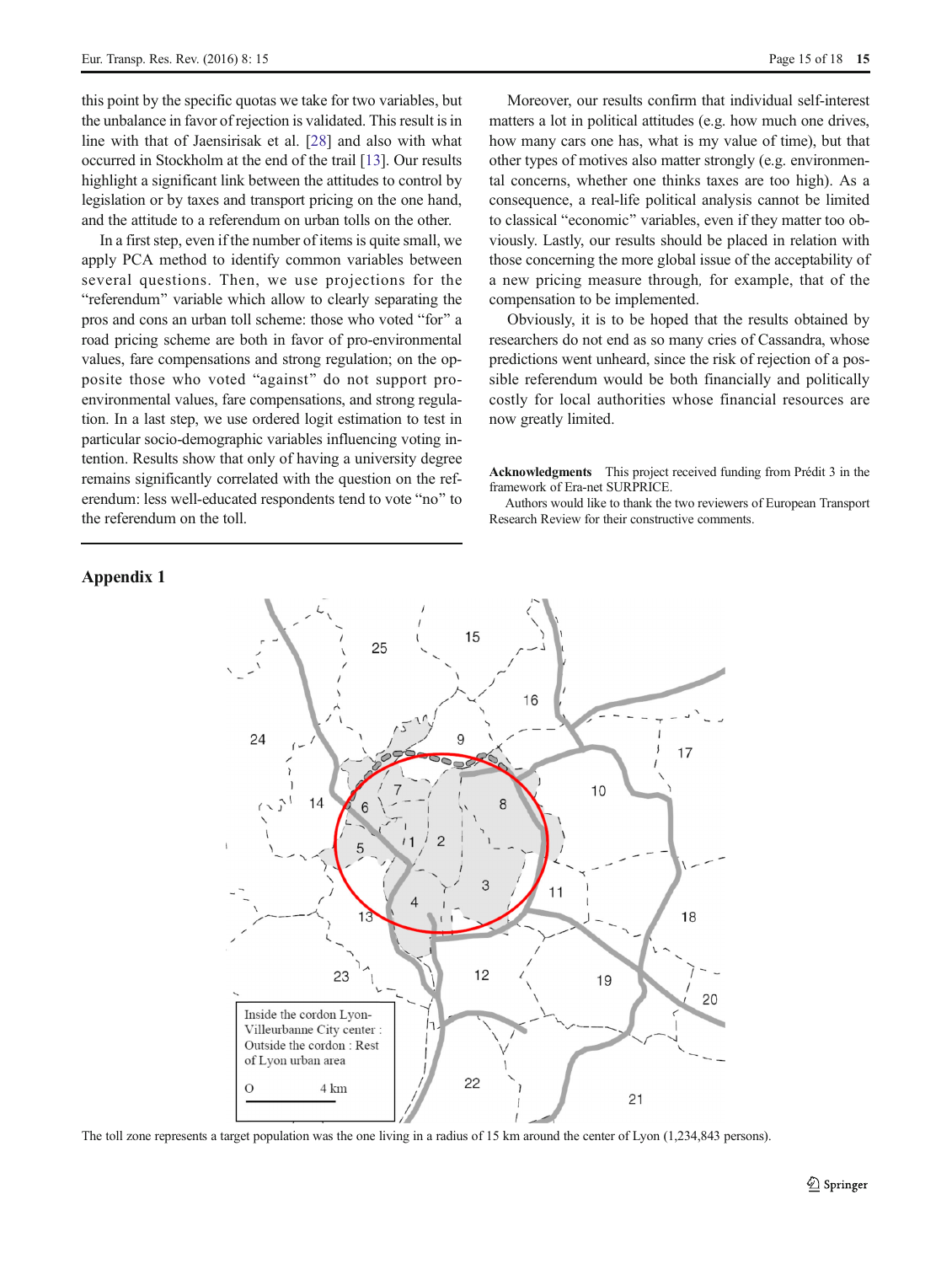this point by the specific quotas we take for two variables, but the unbalance in favor of rejection is validated. This result is in line with that of Jaensirisak et al. [28] and also with what occurred in Stockholm at the end of the trail [13]. Our results highlight a significant link between the attitudes to control by legislation or by taxes and transport pricing on the one hand, and the attitude to a referendum on urban tolls on the other.

In a first step, even if the number of items is quite small, we apply PCA method to identify common variables between several questions. Then, we use projections for the "referendum" variable which allow to clearly separating the pros and cons an urban toll scheme: those who voted "for" a road pricing scheme are both in favor of pro-environmental values, fare compensations and strong regulation; on the opposite those who voted "against" do not support pro-environmental values, fare compensations, and strong regulation. In a last step, we use ordered logit estimation to test in particular socio-demographic variables influencing voting intention. Results show that only of having a university degree remains significantly correlated with the question on the referendum: less well-educated respondents tend to vote "no" to the referendum on the toll.

Moreover, our results confirm that individual self-interest matters a lot in political attitudes (e.g. how much one drives, how many cars one has, what is my value of time), but that other types of motives also matter strongly (e.g. environmental concerns, whether one thinks taxes are too high). As a consequence, a real-life political analysis cannot be limited to classical "economic" variables, even if they matter too obviously. Lastly, our results should be placed in relation with those concerning the more global issue of the acceptability of a new pricing measure through, for example, that of the compensation to be implemented.

Obviously, it is to be hoped that the results obtained by researchers do not end as so many cries of Cassandra, whose predictions went unheard, since the risk of rejection of a possible referendum would be both financially and politically costly for local authorities whose financial resources are now greatly limited.

**Acknowledgments** This project received funding from Prédit 3 in the framework of Era-net SURPRICE.

Authors would like to thank the two reviewers of European Transport Research Review for their constructive comments.

## Appendix 1

Inside the cordon Lyon-Villeurbanne City center : Outside the cordon : Rest of Lyon urban area

O 4 km

The toll zone represents a target population was the one living in a radius of 15 km around the center of Lyon (1,234,843 persons).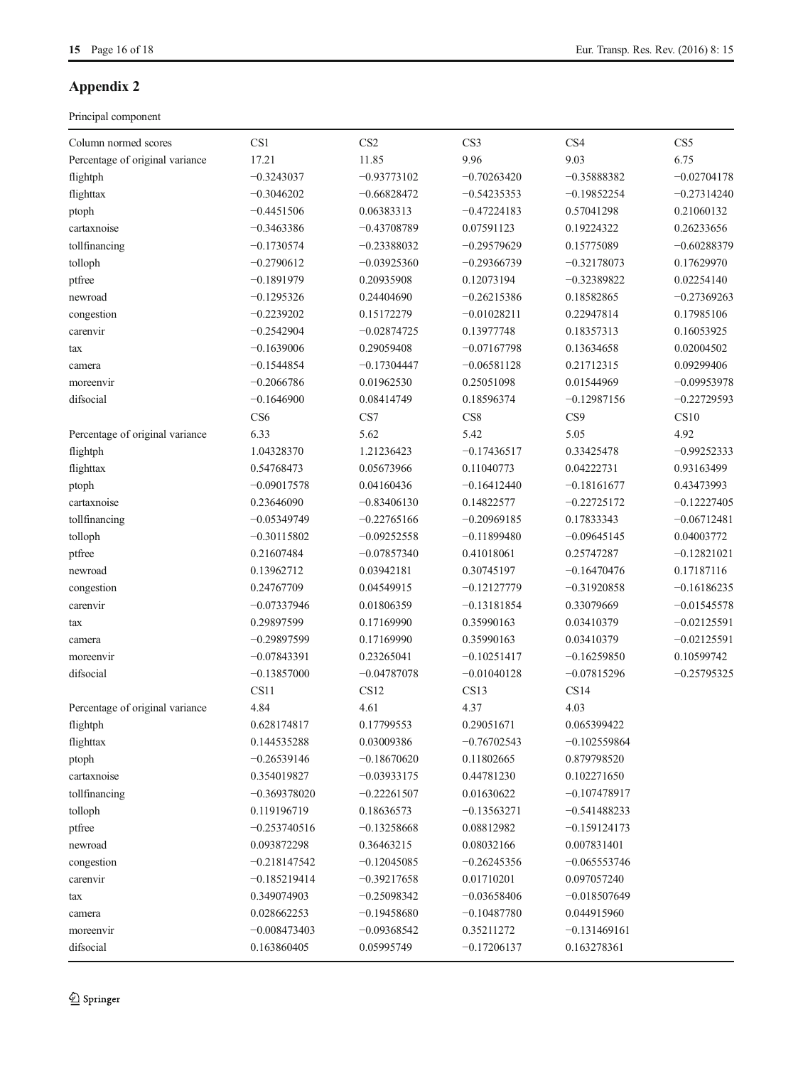## Appendix 2

Principal component

| Column normed scores | CS1 | CS2 | CS3 | CS4 | CS5 |
|---|---|---|---|---|---|
| Percentage of original variance | 17.21 | 11.85 | 9.96 | 9.03 | 6.75 |
| flightph | −0.3243037 | −0.93773102 | −0.70263420 | −0.35888382 | −0.02704178 |
| flighttax | −0.3046202 | −0.66828472 | −0.54235353 | −0.19852254 | −0.27314240 |
| ptoph | −0.4451506 | 0.06383313 | −0.47224183 | 0.57041298 | 0.21060132 |
| cartaxnoise | −0.3463386 | −0.43708789 | 0.07591123 | 0.19224322 | 0.26233656 |
| tollfinancing | −0.1730574 | −0.23388032 | −0.29579629 | 0.15775089 | −0.60288379 |
| tolloph | −0.2790612 | −0.03925360 | −0.29366739 | −0.32178073 | 0.17629970 |
| ptfree | −0.1891979 | 0.20935908 | 0.12073194 | −0.32389822 | 0.02254140 |
| newroad | −0.1295326 | 0.24404690 | −0.26215386 | 0.18582865 | −0.27369263 |
| congestion | −0.2239202 | 0.15172279 | −0.01028211 | 0.22947814 | 0.17985106 |
| carenvir | −0.2542904 | −0.02874725 | 0.13977748 | 0.18357313 | 0.16053925 |
| tax | −0.1639006 | 0.29059408 | −0.07167798 | 0.13634658 | 0.02004502 |
| camera | −0.1544854 | −0.17304447 | −0.06581128 | 0.21712315 | 0.09299406 |
| moreenvir | −0.2066786 | 0.01962530 | 0.25051098 | 0.01544969 | −0.09953978 |
| difsocial | −0.1646900 | 0.08414749 | 0.18596374 | −0.12987156 | −0.22729593 |
| | CS6 | CS7 | CS8 | CS9 | CS10 |
| Percentage of original variance | 6.33 | 5.62 | 5.42 | 5.05 | 4.92 |
| flightph | 1.04328370 | 1.21236423 | −0.17436517 | 0.33425478 | −0.99252333 |
| flighttax | 0.54768473 | 0.05673966 | 0.11040773 | 0.04222731 | 0.93163499 |
| ptoph | −0.09017578 | 0.04160436 | −0.16412440 | −0.18161677 | 0.43473993 |
| cartaxnoise | 0.23646090 | −0.83406130 | 0.14822577 | −0.22725172 | −0.12227405 |
| tollfinancing | −0.05349749 | −0.22765166 | −0.20969185 | 0.17833343 | −0.06712481 |
| tolloph | −0.30115802 | −0.09252558 | −0.11899480 | −0.09645145 | 0.04003772 |
| ptfree | 0.21607484 | −0.07857340 | 0.41018061 | 0.25747287 | −0.12821021 |
| newroad | 0.13962712 | 0.03942181 | 0.30745197 | −0.16470476 | 0.17187116 |
| congestion | 0.24767709 | 0.04549915 | −0.12127779 | −0.31920858 | −0.16186235 |
| carenvir | −0.07337946 | 0.01806359 | −0.13181854 | 0.33079669 | −0.01545578 |
| tax | 0.29897599 | 0.17169990 | 0.35990163 | 0.03410379 | −0.02125591 |
| camera | −0.29897599 | 0.17169990 | 0.35990163 | 0.03410379 | −0.02125591 |
| moreenvir | −0.07843391 | 0.23265041 | −0.10251417 | −0.16259850 | 0.10599742 |
| difsocial | −0.13857000 | −0.04787078 | −0.01040128 | −0.07815296 | −0.25795325 |
| | CS11 | CS12 | CS13 | CS14 | |
| Percentage of original variance | 4.84 | 4.61 | 4.37 | 4.03 | |
| flightph | 0.628174817 | 0.17799553 | 0.29051671 | 0.065399422 | |
| flighttax | 0.144535288 | 0.03009386 | −0.76702543 | −0.102559864 | |
| ptoph | −0.26539146 | −0.18670620 | 0.11802665 | 0.879798520 | |
| cartaxnoise | 0.354019827 | −0.03933175 | 0.44781230 | 0.102271650 | |
| tollfinancing | −0.369378020 | −0.22261507 | 0.01630622 | −0.107478917 | |
| tolloph | 0.119196719 | 0.18636573 | −0.13563271 | −0.541488233 | |
| ptfree | −0.253740516 | −0.13258668 | 0.08812982 | −0.159124173 | |
| newroad | 0.093872298 | 0.36463215 | 0.08032166 | 0.007831401 | |
| congestion | −0.218147542 | −0.12045085 | −0.26245356 | −0.065553746 | |
| carenvir | −0.185219414 | −0.39217658 | 0.01710201 | 0.097057240 | |
| tax | 0.349074903 | −0.25098342 | −0.03658406 | −0.018507649 | |
| camera | 0.028662253 | −0.19458680 | −0.10487780 | 0.044915960 | |
| moreenvir | −0.008473403 | −0.09368542 | 0.35211272 | −0.131469161 | |
| difsocial | 0.163860405 | 0.05995749 | −0.17206137 | 0.163278361 | |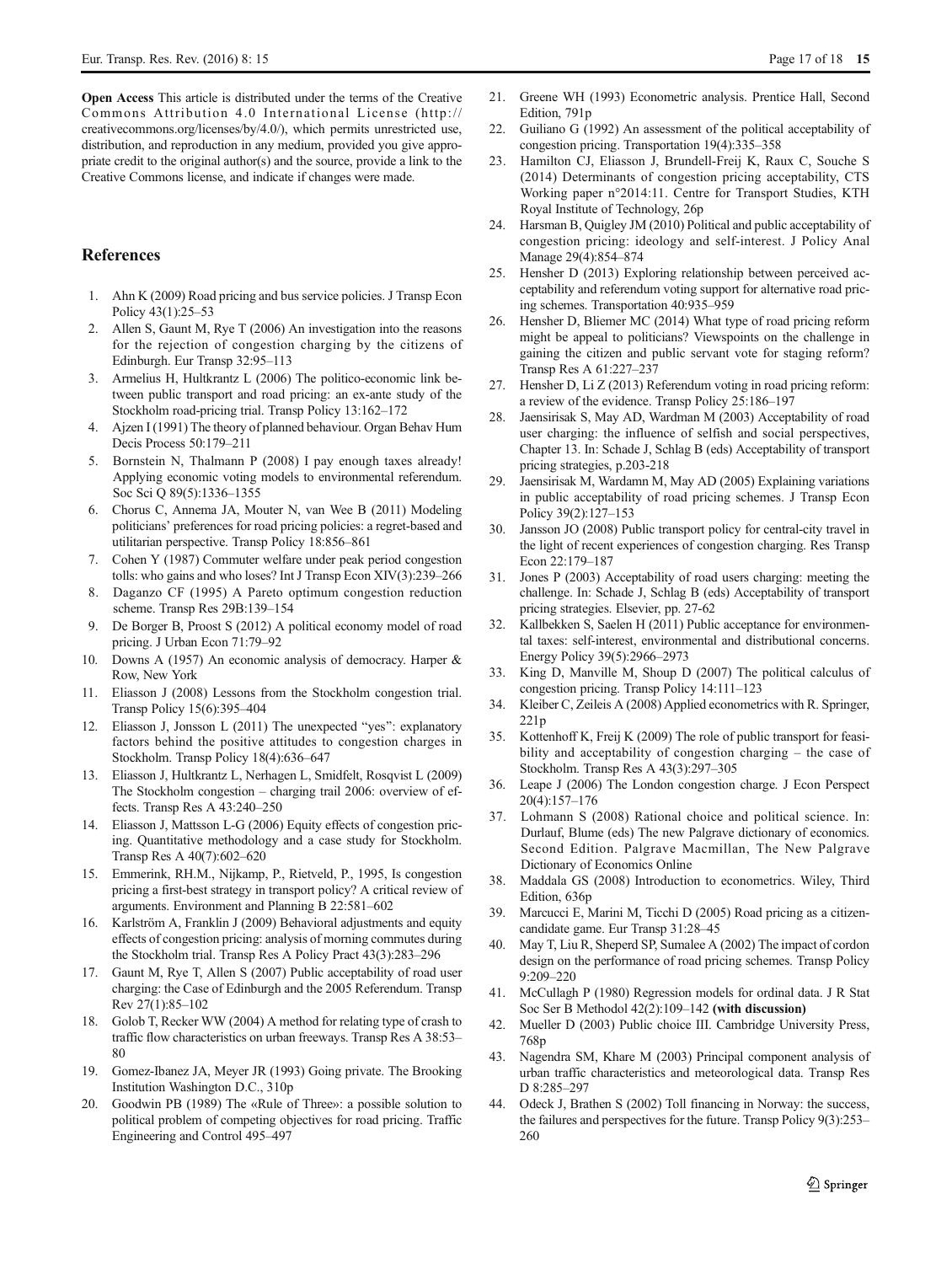**Open Access** This article is distributed under the terms of the Creative Commons Attribution 4.0 International License (http://creativecommons.org/licenses/by/4.0/), which permits unrestricted use, distribution, and reproduction in any medium, provided you give appropriate credit to the original author(s) and the source, provide a link to the Creative Commons license, and indicate if changes were made.

## References

1. Ahn K (2009) Road pricing and bus service policies. J Transp Econ Policy 43(1):25–53
2. Allen S, Gaunt M, Rye T (2006) An investigation into the reasons for the rejection of congestion charging by the citizens of Edinburgh. Eur Transp 32:95–113
3. Armelius H, Hultkrantz L (2006) The politico-economic link between public transport and road pricing: an ex-ante study of the Stockholm road-pricing trial. Transp Policy 13:162–172
4. Ajzen I (1991) The theory of planned behaviour. Organ Behav Hum Decis Process 50:179–211
5. Bornstein N, Thalmann P (2008) I pay enough taxes already! Applying economic voting models to environmental referendum. Soc Sci Q 89(5):1336–1355
6. Chorus C, Annema JA, Mouter N, van Wee B (2011) Modeling politicians' preferences for road pricing policies: a regret-based and utilitarian perspective. Transp Policy 18:856–861
7. Cohen Y (1987) Commuter welfare under peak period congestion tolls: who gains and who loses? Int J Transp Econ XIV(3):239–266
8. Daganzo CF (1995) A Pareto optimum congestion reduction scheme. Transp Res 29B:139–154
9. De Borger B, Proost S (2012) A political economy model of road pricing. J Urban Econ 71:79–92
10. Downs A (1957) An economic analysis of democracy. Harper & Row, New York
11. Eliasson J (2008) Lessons from the Stockholm congestion trial. Transp Policy 15(6):395–404
12. Eliasson J, Jonsson L (2011) The unexpected "yes": explanatory factors behind the positive attitudes to congestion charges in Stockholm. Transp Policy 18(4):636–647
13. Eliasson J, Hultkrantz L, Nerhagen L, Smidfelt, Rosqvist L (2009) The Stockholm congestion – charging trail 2006: overview of effects. Transp Res A 43:240–250
14. Eliasson J, Mattsson L-G (2006) Equity effects of congestion pricing. Quantitative methodology and a case study for Stockholm. Transp Res A 40(7):602–620
15. Emmerink, RH.M., Nijkamp, P., Rietveld, P., 1995, Is congestion pricing a first-best strategy in transport policy? A critical review of arguments. Environment and Planning B 22:581–602
16. Karlström A, Franklin J (2009) Behavioral adjustments and equity effects of congestion pricing: analysis of morning commutes during the Stockholm trial. Transp Res A Policy Pract 43(3):283–296
17. Gaunt M, Rye T, Allen S (2007) Public acceptability of road user charging: the Case of Edinburgh and the 2005 Referendum. Transp Rev 27(1):85–102
18. Golob T, Recker WW (2004) A method for relating type of crash to traffic flow characteristics on urban freeways. Transp Res A 38:53–80
19. Gomez-Ibanez JA, Meyer JR (1993) Going private. The Brooking Institution Washington D.C., 310p
20. Goodwin PB (1989) The «Rule of Three»: a possible solution to political problem of competing objectives for road pricing. Traffic Engineering and Control 495–497
21. Greene WH (1993) Econometric analysis. Prentice Hall, Second Edition, 791p
22. Guiliano G (1992) An assessment of the political acceptability of congestion pricing. Transportation 19(4):335–358
23. Hamilton CJ, Eliasson J, Brundell-Freij K, Raux C, Souche S (2014) Determinants of congestion pricing acceptability, CTS Working paper n°2014:11. Centre for Transport Studies, KTH Royal Institute of Technology, 26p
24. Harsman B, Quigley JM (2010) Political and public acceptability of congestion pricing: ideology and self-interest. J Policy Anal Manage 29(4):854–874
25. Hensher D (2013) Exploring relationship between perceived acceptability and referendum voting support for alternative road pricing schemes. Transportation 40:935–959
26. Hensher D, Bliemer MC (2014) What type of road pricing reform might be appeal to politicians? Viewspoints on the challenge in gaining the citizen and public servant vote for staging reform? Transp Res A 61:227–237
27. Hensher D, Li Z (2013) Referendum voting in road pricing reform: a review of the evidence. Transp Policy 25:186–197
28. Jaensirisak S, May AD, Wardman M (2003) Acceptability of road user charging: the influence of selfish and social perspectives, Chapter 13. In: Schade J, Schlag B (eds) Acceptability of transport pricing strategies, p.203-218
29. Jaensirisak M, Wardamn M, May AD (2005) Explaining variations in public acceptability of road pricing schemes. J Transp Econ Policy 39(2):127–153
30. Jansson JO (2008) Public transport policy for central-city travel in the light of recent experiences of congestion charging. Res Transp Econ 22:179–187
31. Jones P (2003) Acceptability of road users charging: meeting the challenge. In: Schade J, Schlag B (eds) Acceptability of transport pricing strategies. Elsevier, pp. 27-62
32. Kallbekken S, Saelen H (2011) Public acceptance for environmental taxes: self-interest, environmental and distributional concerns. Energy Policy 39(5):2966–2973
33. King D, Manville M, Shoup D (2007) The political calculus of congestion pricing. Transp Policy 14:111–123
34. Kleiber C, Zeileis A (2008) Applied econometrics with R. Springer, 221p
35. Kottenhoff K, Freij K (2009) The role of public transport for feasibility and acceptability of congestion charging – the case of Stockholm. Transp Res A 43(3):297–305
36. Leape J (2006) The London congestion charge. J Econ Perspect 20(4):157–176
37. Lohmann S (2008) Rational choice and political science. In: Durlauf, Blume (eds) The new Palgrave dictionary of economics. Second Edition. Palgrave Macmillan, The New Palgrave Dictionary of Economics Online
38. Maddala GS (2008) Introduction to econometrics. Wiley, Third Edition, 636p
39. Marcucci E, Marini M, Ticchi D (2005) Road pricing as a citizen-candidate game. Eur Transp 31:28–45
40. May T, Liu R, Sheperd SP, Sumalee A (2002) The impact of cordon design on the performance of road pricing schemes. Transp Policy 9:209–220
41. McCullagh P (1980) Regression models for ordinal data. J R Stat Soc Ser B Methodol 42(2):109–142 **(with discussion)**
42. Mueller D (2003) Public choice III. Cambridge University Press, 768p
43. Nagendra SM, Khare M (2003) Principal component analysis of urban traffic characteristics and meteorological data. Transp Res D 8:285–297
44. Odeck J, Brathen S (2002) Toll financing in Norway: the success, the failures and perspectives for the future. Transp Policy 9(3):253–260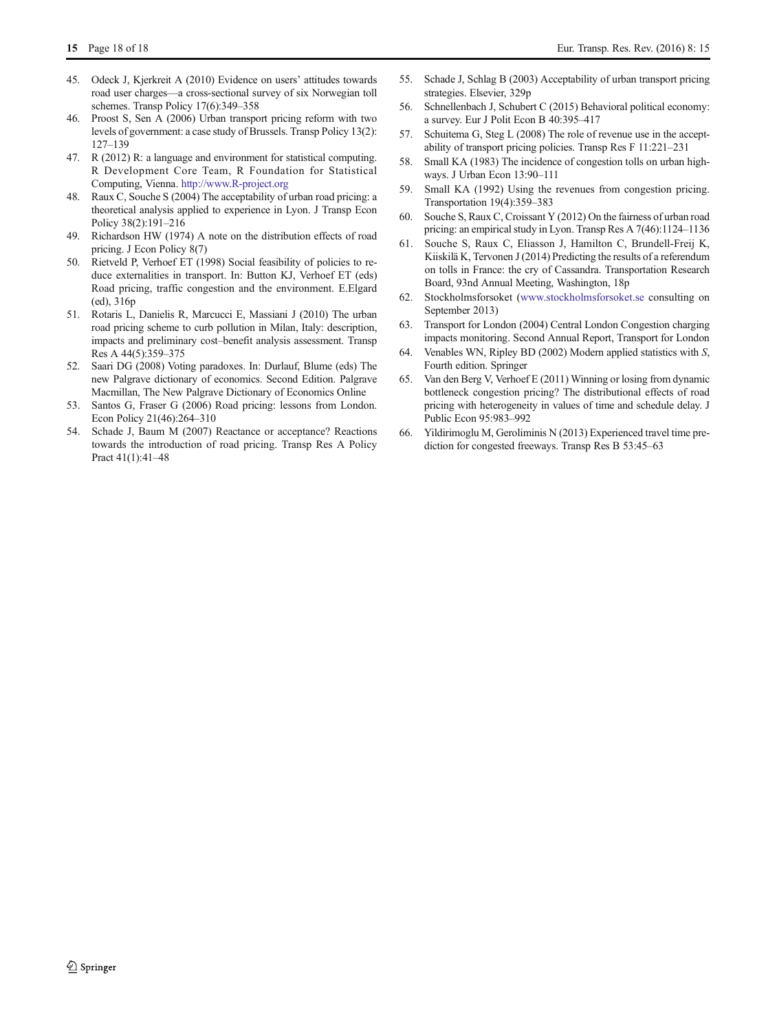45. Odeck J, Kjerkreit A (2010) Evidence on users' attitudes towards road user charges—a cross-sectional survey of six Norwegian toll schemes. Transp Policy 17(6):349–358
46. Proost S, Sen A (2006) Urban transport pricing reform with two levels of government: a case study of Brussels. Transp Policy 13(2): 127–139
47. R (2012) R: a language and environment for statistical computing. R Development Core Team, R Foundation for Statistical Computing, Vienna. http://www.R-project.org
48. Raux C, Souche S (2004) The acceptability of urban road pricing: a theoretical analysis applied to experience in Lyon. J Transp Econ Policy 38(2):191–216
49. Richardson HW (1974) A note on the distribution effects of road pricing. J Econ Policy 8(7)
50. Rietveld P, Verhoef ET (1998) Social feasibility of policies to reduce externalities in transport. In: Button KJ, Verhoef ET (eds) Road pricing, traffic congestion and the environment. E.Elgard (ed), 316p
51. Rotaris L, Danielis R, Marcucci E, Massiani J (2010) The urban road pricing scheme to curb pollution in Milan, Italy: description, impacts and preliminary cost–benefit analysis assessment. Transp Res A 44(5):359–375
52. Saari DG (2008) Voting paradoxes. In: Durlauf, Blume (eds) The new Palgrave dictionary of economics. Second Edition. Palgrave Macmillan, The New Palgrave Dictionary of Economics Online
53. Santos G, Fraser G (2006) Road pricing: lessons from London. Econ Policy 21(46):264–310
54. Schade J, Baum M (2007) Reactance or acceptance? Reactions towards the introduction of road pricing. Transp Res A Policy Pract 41(1):41–48
55. Schade J, Schlag B (2003) Acceptability of urban transport pricing strategies. Elsevier, 329p
56. Schnellenbach J, Schubert C (2015) Behavioral political economy: a survey. Eur J Polit Econ B 40:395–417
57. Schuitema G, Steg L (2008) The role of revenue use in the acceptability of transport pricing policies. Transp Res F 11:221–231
58. Small KA (1983) The incidence of congestion tolls on urban highways. J Urban Econ 13:90–111
59. Small KA (1992) Using the revenues from congestion pricing. Transportation 19(4):359–383
60. Souche S, Raux C, Croissant Y (2012) On the fairness of urban road pricing: an empirical study in Lyon. Transp Res A 7(46):1124–1136
61. Souche S, Raux C, Eliasson J, Hamilton C, Brundell-Freij K, Kiiskilä K, Tervonen J (2014) Predicting the results of a referendum on tolls in France: the cry of Cassandra. Transportation Research Board, 93nd Annual Meeting, Washington, 18p
62. Stockholmsforsoket (www.stockholmsforsoket.se consulting on September 2013)
63. Transport for London (2004) Central London Congestion charging impacts monitoring. Second Annual Report, Transport for London
64. Venables WN, Ripley BD (2002) Modern applied statistics with *S*, Fourth edition. Springer
65. Van den Berg V, Verhoef E (2011) Winning or losing from dynamic bottleneck congestion pricing? The distributional effects of road pricing with heterogeneity in values of time and schedule delay. J Public Econ 95:983–992
66. Yildirimoglu M, Geroliminis N (2013) Experienced travel time prediction for congested freeways. Transp Res B 53:45–63